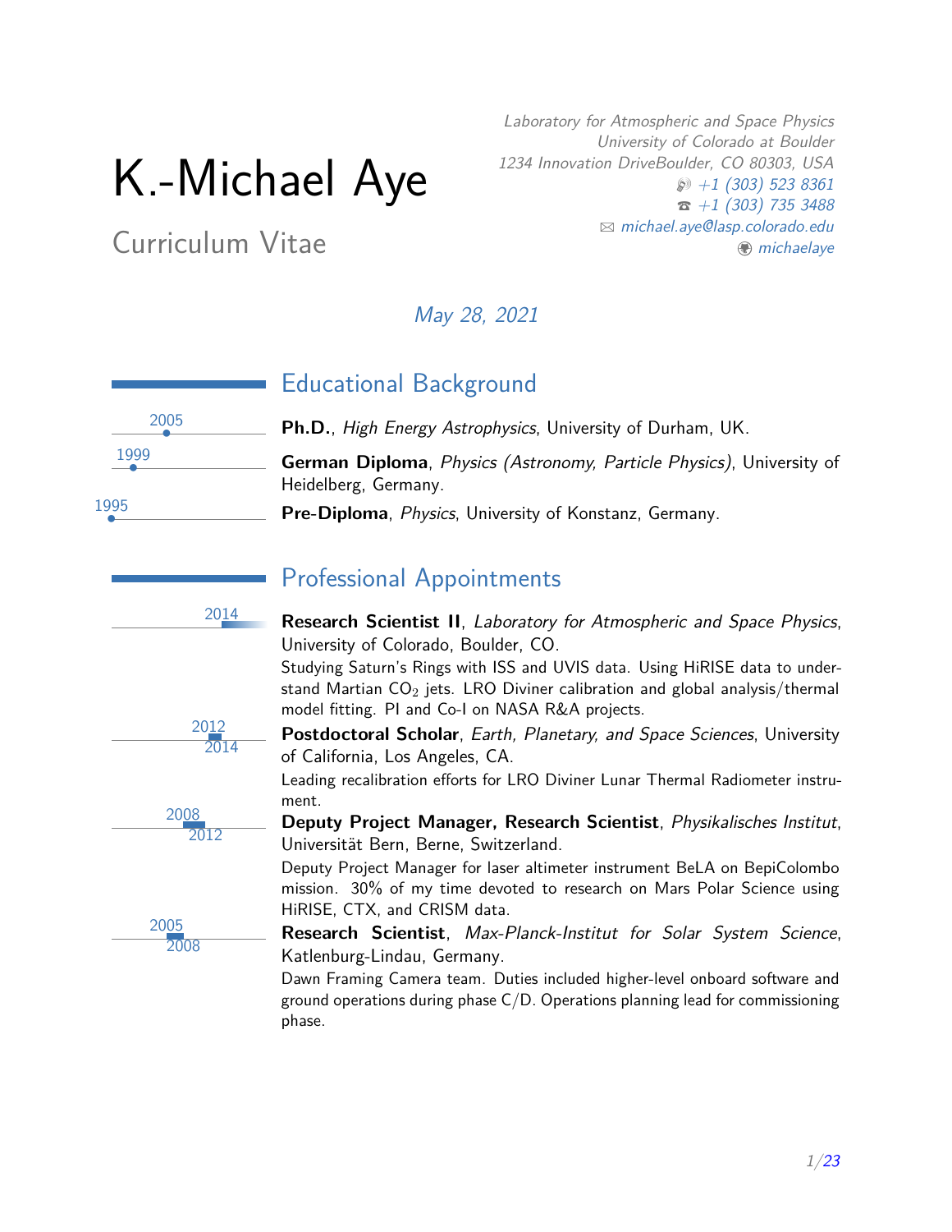# K.-Michael Aye

## Curriculum Vitae

*Laboratory for Atmospheric and Space Physics*
*University of Colorado at Boulder*
*1234 Innovation DriveBoulder, CO 80303, USA*
+1 (303) 523 8361
+1 (303) 735 3488
michael.aye@lasp.colorado.edu
michaelaye

*May 28, 2021*

## Educational Background

2005 — **Ph.D.**, *High Energy Astrophysics*, University of Durham, UK.

1999 — **German Diploma**, *Physics (Astronomy, Particle Physics)*, University of Heidelberg, Germany.

1995 — **Pre-Diploma**, *Physics*, University of Konstanz, Germany.

## Professional Appointments

2014 — **Research Scientist II**, *Laboratory for Atmospheric and Space Physics*, University of Colorado, Boulder, CO.
Studying Saturn's Rings with ISS and UVIS data. Using HiRISE data to understand Martian $CO_2$ jets. LRO Diviner calibration and global analysis/thermal model fitting. PI and Co-I on NASA R&A projects.

2012–2014 — **Postdoctoral Scholar**, *Earth, Planetary, and Space Sciences*, University of California, Los Angeles, CA.
Leading recalibration efforts for LRO Diviner Lunar Thermal Radiometer instrument.

2008–2012 — **Deputy Project Manager, Research Scientist**, *Physikalisches Institut*, Universität Bern, Berne, Switzerland.
Deputy Project Manager for laser altimeter instrument BeLA on BepiColombo mission. 30% of my time devoted to research on Mars Polar Science using HiRISE, CTX, and CRISM data.

2005–2008 — **Research Scientist**, *Max-Planck-Institut for Solar System Science*, Katlenburg-Lindau, Germany.
Dawn Framing Camera team. Duties included higher-level onboard software and ground operations during phase C/D. Operations planning lead for commissioning phase.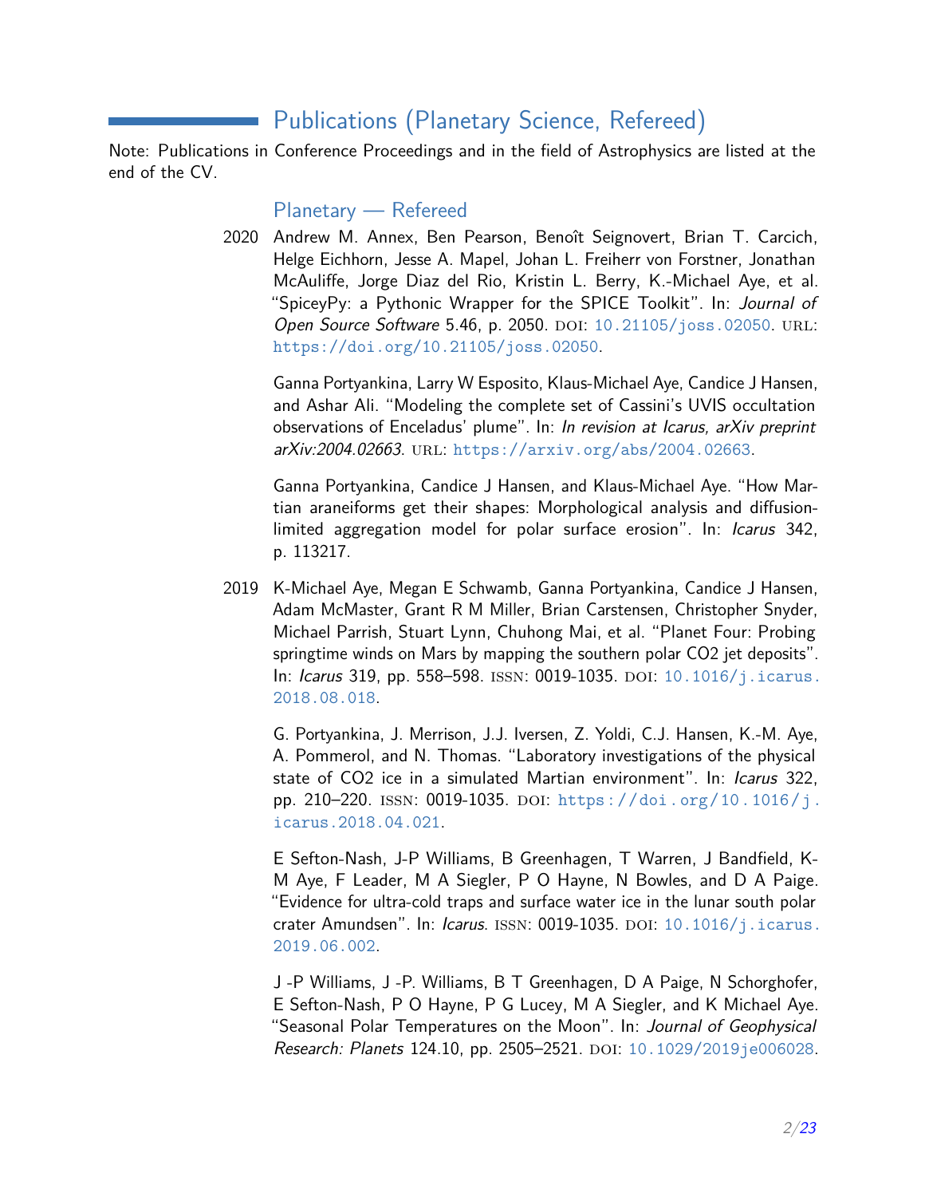## Publications (Planetary Science, Refereed)

Note: Publications in Conference Proceedings and in the field of Astrophysics are listed at the end of the CV.

### Planetary — Refereed

2020 Andrew M. Annex, Ben Pearson, Benoît Seignovert, Brian T. Carcich, Helge Eichhorn, Jesse A. Mapel, Johan L. Freiherr von Forstner, Jonathan McAuliffe, Jorge Diaz del Rio, Kristin L. Berry, K.-Michael Aye, et al. "SpiceyPy: a Pythonic Wrapper for the SPICE Toolkit". In: *Journal of Open Source Software* 5.46, p. 2050. DOI: 10.21105/joss.02050. URL: https://doi.org/10.21105/joss.02050.

Ganna Portyankina, Larry W Esposito, Klaus-Michael Aye, Candice J Hansen, and Ashar Ali. "Modeling the complete set of Cassini's UVIS occultation observations of Enceladus' plume". In: *In revision at Icarus, arXiv preprint arXiv:2004.02663*. URL: https://arxiv.org/abs/2004.02663.

Ganna Portyankina, Candice J Hansen, and Klaus-Michael Aye. "How Martian araneiforms get their shapes: Morphological analysis and diffusion-limited aggregation model for polar surface erosion". In: *Icarus* 342, p. 113217.

2019 K-Michael Aye, Megan E Schwamb, Ganna Portyankina, Candice J Hansen, Adam McMaster, Grant R M Miller, Brian Carstensen, Christopher Snyder, Michael Parrish, Stuart Lynn, Chuhong Mai, et al. "Planet Four: Probing springtime winds on Mars by mapping the southern polar CO2 jet deposits". In: *Icarus* 319, pp. 558–598. ISSN: 0019-1035. DOI: 10.1016/j.icarus.2018.08.018.

G. Portyankina, J. Merrison, J.J. Iversen, Z. Yoldi, C.J. Hansen, K.-M. Aye, A. Pommerol, and N. Thomas. "Laboratory investigations of the physical state of CO2 ice in a simulated Martian environment". In: *Icarus* 322, pp. 210–220. ISSN: 0019-1035. DOI: https://doi.org/10.1016/j.icarus.2018.04.021.

E Sefton-Nash, J-P Williams, B Greenhagen, T Warren, J Bandfield, K-M Aye, F Leader, M A Siegler, P O Hayne, N Bowles, and D A Paige. "Evidence for ultra-cold traps and surface water ice in the lunar south polar crater Amundsen". In: *Icarus*. ISSN: 0019-1035. DOI: 10.1016/j.icarus.2019.06.002.

J -P Williams, J -P. Williams, B T Greenhagen, D A Paige, N Schorghofer, E Sefton-Nash, P O Hayne, P G Lucey, M A Siegler, and K Michael Aye. "Seasonal Polar Temperatures on the Moon". In: *Journal of Geophysical Research: Planets* 124.10, pp. 2505–2521. DOI: 10.1029/2019je006028.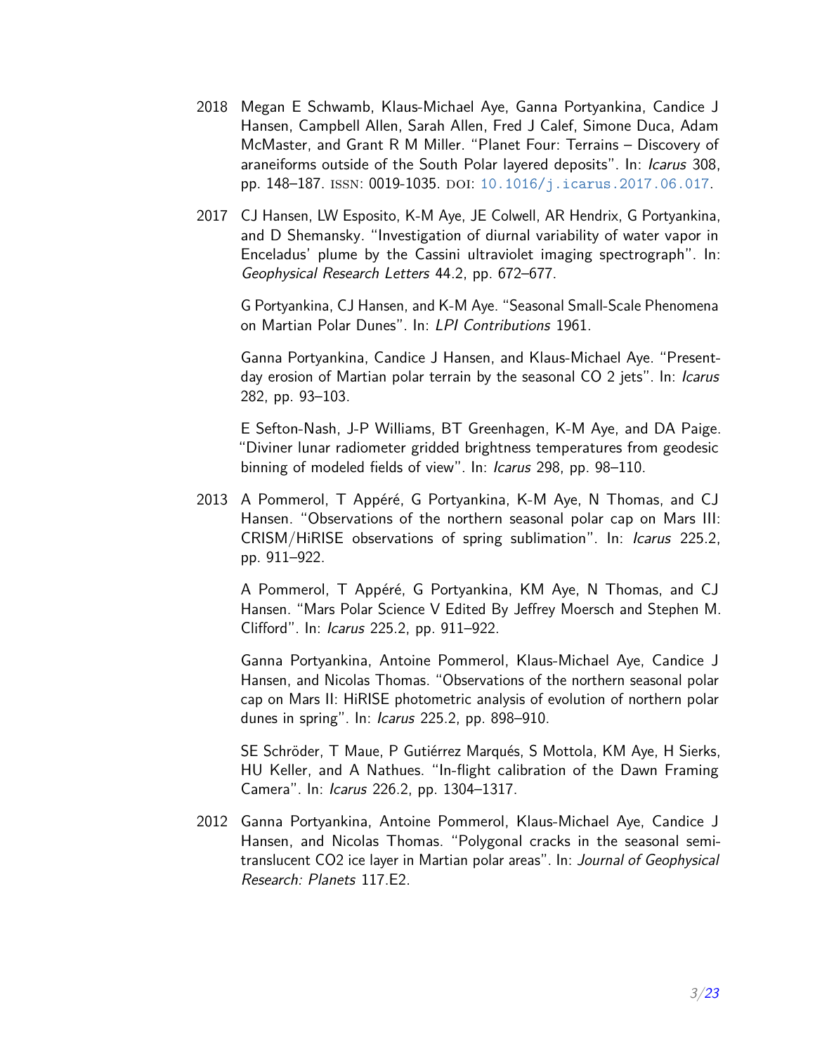2018 Megan E Schwamb, Klaus-Michael Aye, Ganna Portyankina, Candice J Hansen, Campbell Allen, Sarah Allen, Fred J Calef, Simone Duca, Adam McMaster, and Grant R M Miller. "Planet Four: Terrains – Discovery of araneiforms outside of the South Polar layered deposits". In: *Icarus* 308, pp. 148–187. ISSN: 0019-1035. DOI: 10.1016/j.icarus.2017.06.017.

2017 CJ Hansen, LW Esposito, K-M Aye, JE Colwell, AR Hendrix, G Portyankina, and D Shemansky. "Investigation of diurnal variability of water vapor in Enceladus' plume by the Cassini ultraviolet imaging spectrograph". In: *Geophysical Research Letters* 44.2, pp. 672–677.

G Portyankina, CJ Hansen, and K-M Aye. "Seasonal Small-Scale Phenomena on Martian Polar Dunes". In: *LPI Contributions* 1961.

Ganna Portyankina, Candice J Hansen, and Klaus-Michael Aye. "Present-day erosion of Martian polar terrain by the seasonal CO 2 jets". In: *Icarus* 282, pp. 93–103.

E Sefton-Nash, J-P Williams, BT Greenhagen, K-M Aye, and DA Paige. "Diviner lunar radiometer gridded brightness temperatures from geodesic binning of modeled fields of view". In: *Icarus* 298, pp. 98–110.

2013 A Pommerol, T Appéré, G Portyankina, K-M Aye, N Thomas, and CJ Hansen. "Observations of the northern seasonal polar cap on Mars III: CRISM/HiRISE observations of spring sublimation". In: *Icarus* 225.2, pp. 911–922.

A Pommerol, T Appéré, G Portyankina, KM Aye, N Thomas, and CJ Hansen. "Mars Polar Science V Edited By Jeffrey Moersch and Stephen M. Clifford". In: *Icarus* 225.2, pp. 911–922.

Ganna Portyankina, Antoine Pommerol, Klaus-Michael Aye, Candice J Hansen, and Nicolas Thomas. "Observations of the northern seasonal polar cap on Mars II: HiRISE photometric analysis of evolution of northern polar dunes in spring". In: *Icarus* 225.2, pp. 898–910.

SE Schröder, T Maue, P Gutiérrez Marqués, S Mottola, KM Aye, H Sierks, HU Keller, and A Nathues. "In-flight calibration of the Dawn Framing Camera". In: *Icarus* 226.2, pp. 1304–1317.

2012 Ganna Portyankina, Antoine Pommerol, Klaus-Michael Aye, Candice J Hansen, and Nicolas Thomas. "Polygonal cracks in the seasonal semi-translucent CO2 ice layer in Martian polar areas". In: *Journal of Geophysical Research: Planets* 117.E2.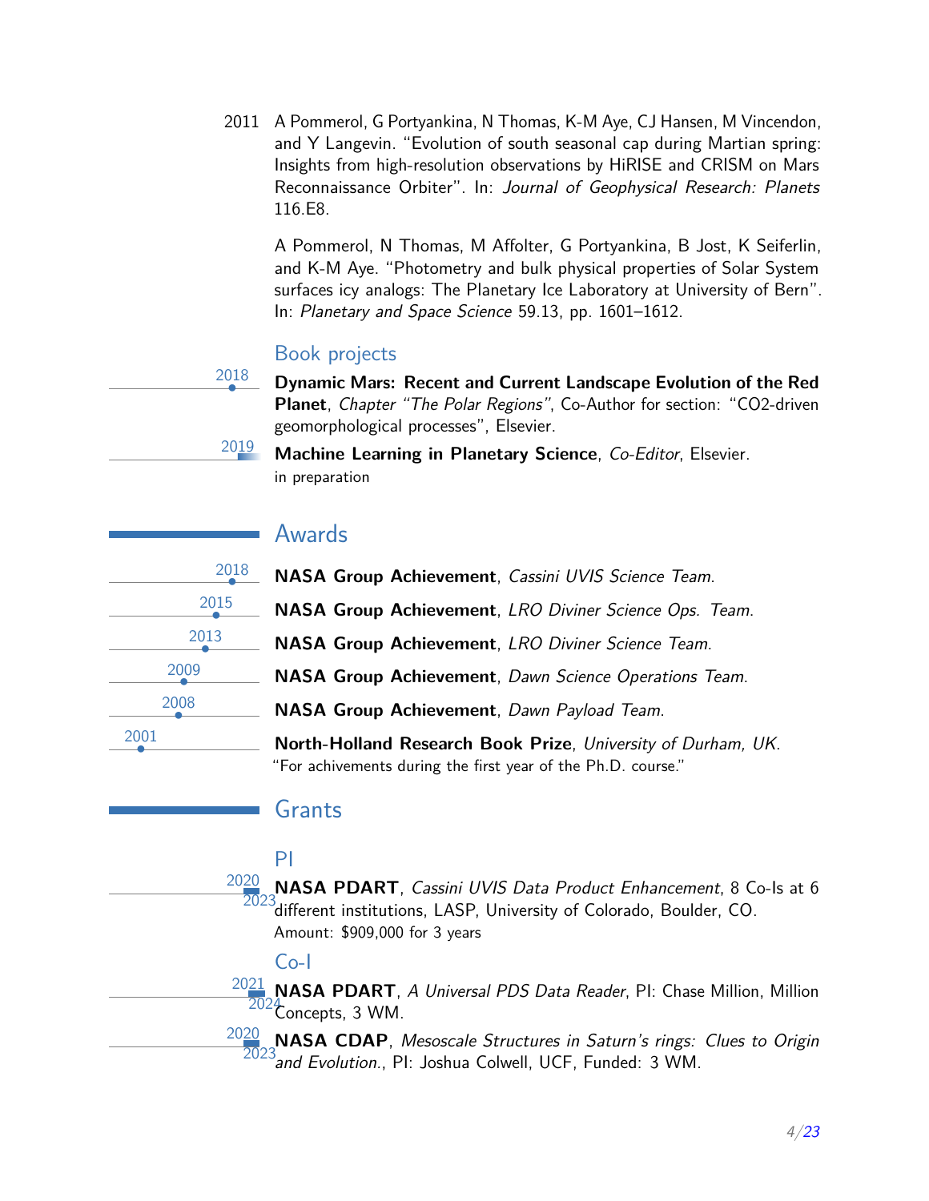2011 A Pommerol, G Portyankina, N Thomas, K-M Aye, CJ Hansen, M Vincendon, and Y Langevin. "Evolution of south seasonal cap during Martian spring: Insights from high-resolution observations by HiRISE and CRISM on Mars Reconnaissance Orbiter". In: *Journal of Geophysical Research: Planets* 116.E8.

A Pommerol, N Thomas, M Affolter, G Portyankina, B Jost, K Seiferlin, and K-M Aye. "Photometry and bulk physical properties of Solar System surfaces icy analogs: The Planetary Ice Laboratory at University of Bern". In: *Planetary and Space Science* 59.13, pp. 1601–1612.

### Book projects

2018 **Dynamic Mars: Recent and Current Landscape Evolution of the Red Planet**, *Chapter "The Polar Regions"*, Co-Author for section: "$CO_2$-driven geomorphological processes", Elsevier.

2019 **Machine Learning in Planetary Science**, *Co-Editor*, Elsevier.
in preparation

## Awards

2018 **NASA Group Achievement**, *Cassini UVIS Science Team*.

2015 **NASA Group Achievement**, *LRO Diviner Science Ops. Team*.

2013 **NASA Group Achievement**, *LRO Diviner Science Team*.

2009 **NASA Group Achievement**, *Dawn Science Operations Team*.

2008 **NASA Group Achievement**, *Dawn Payload Team*.

2001 **North-Holland Research Book Prize**, *University of Durham, UK*.
"For achivements during the first year of the Ph.D. course."

## Grants

### PI

2020–2023 **NASA PDART**, *Cassini UVIS Data Product Enhancement*, 8 Co-Is at 6 different institutions, LASP, University of Colorado, Boulder, CO.
Amount: $909,000 for 3 years

### Co-I

2021–2024 **NASA PDART**, *A Universal PDS Data Reader*, PI: Chase Million, Million Concepts, 3 WM.

2020–2023 **NASA CDAP**, *Mesoscale Structures in Saturn's rings: Clues to Origin and Evolution.*, PI: Joshua Colwell, UCF, Funded: 3 WM.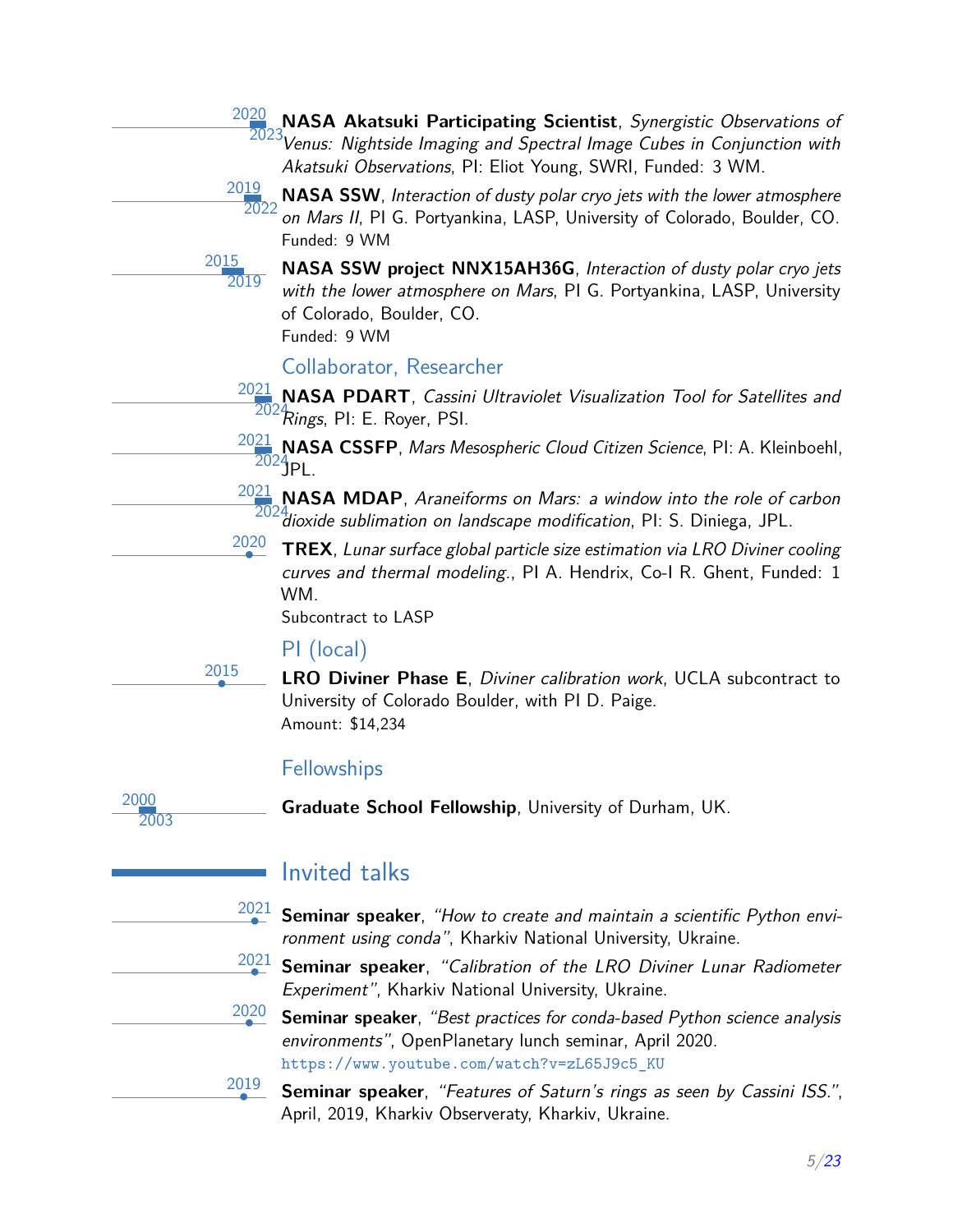2020–2023 **NASA Akatsuki Participating Scientist**, *Synergistic Observations of Venus: Nightside Imaging and Spectral Image Cubes in Conjunction with Akatsuki Observations*, PI: Eliot Young, SWRI, Funded: 3 WM.

2019–2022 **NASA SSW**, *Interaction of dusty polar cryo jets with the lower atmosphere on Mars II*, PI G. Portyankina, LASP, University of Colorado, Boulder, CO.
Funded: 9 WM

2015–2019 **NASA SSW project NNX15AH36G**, *Interaction of dusty polar cryo jets with the lower atmosphere on Mars*, PI G. Portyankina, LASP, University of Colorado, Boulder, CO.
Funded: 9 WM

### Collaborator, Researcher

2021–2024 **NASA PDART**, *Cassini Ultraviolet Visualization Tool for Satellites and Rings*, PI: E. Royer, PSI.

2021–2024 **NASA CSSFP**, *Mars Mesospheric Cloud Citizen Science*, PI: A. Kleinboehl, JPL.

2021–2024 **NASA MDAP**, *Araneiforms on Mars: a window into the role of carbon dioxide sublimation on landscape modification*, PI: S. Diniega, JPL.

2020 **TREX**, *Lunar surface global particle size estimation via LRO Diviner cooling curves and thermal modeling.*, PI A. Hendrix, Co-I R. Ghent, Funded: 1 WM.
Subcontract to LASP

### PI (local)

2015 **LRO Diviner Phase E**, *Diviner calibration work*, UCLA subcontract to University of Colorado Boulder, with PI D. Paige.
Amount: $14,234

### Fellowships

2000–2003 **Graduate School Fellowship**, University of Durham, UK.

## Invited talks

2021 **Seminar speaker**, *"How to create and maintain a scientific Python environment using conda"*, Kharkiv National University, Ukraine.

2021 **Seminar speaker**, *"Calibration of the LRO Diviner Lunar Radiometer Experiment"*, Kharkiv National University, Ukraine.

2020 **Seminar speaker**, *"Best practices for conda-based Python science analysis environments"*, OpenPlanetary lunch seminar, April 2020.
https://www.youtube.com/watch?v=zL65J9c5_KU

2019 **Seminar speaker**, *"Features of Saturn's rings as seen by Cassini ISS."*, April, 2019, Kharkiv Observeraty, Kharkiv, Ukraine.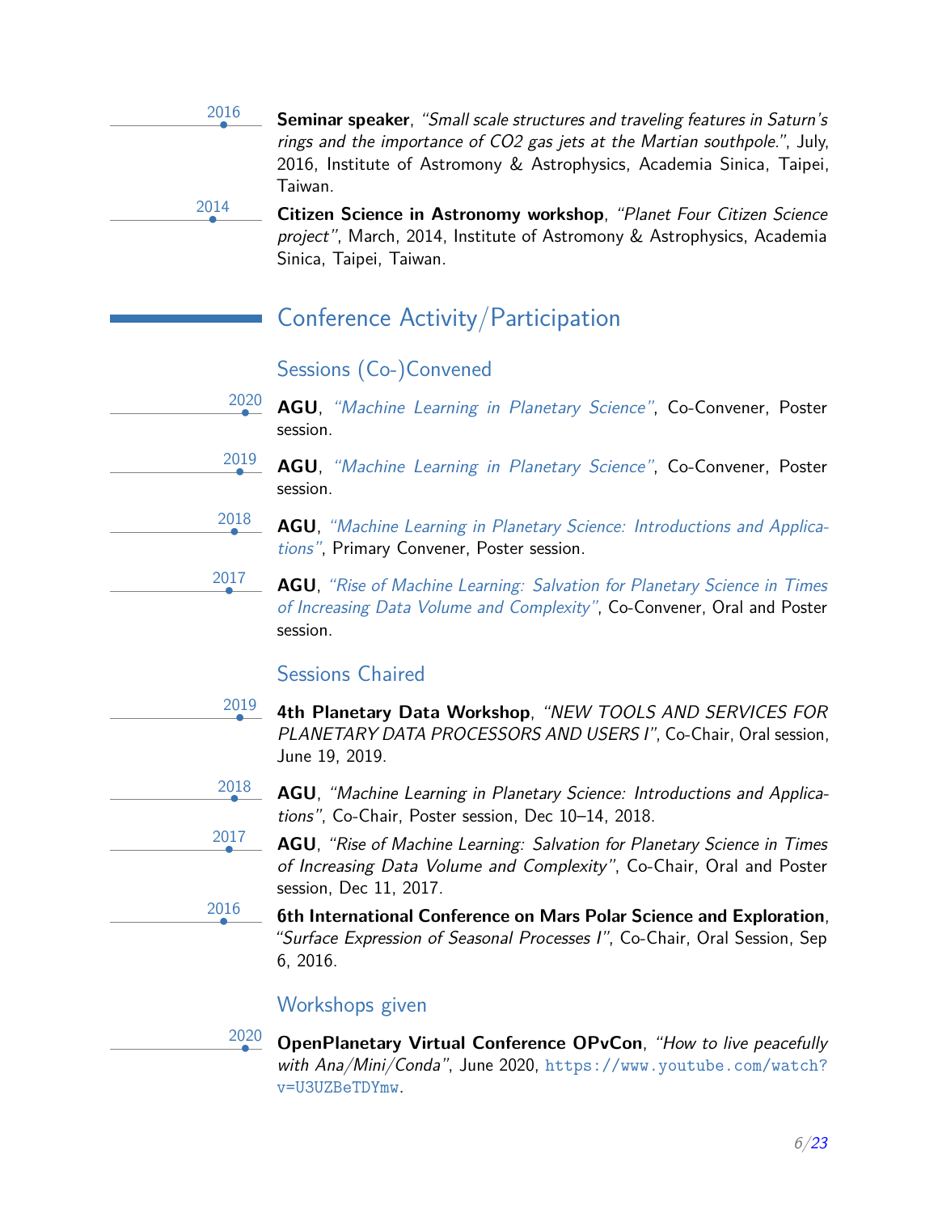2016 — **Seminar speaker**, *"Small scale structures and traveling features in Saturn's rings and the importance of CO2 gas jets at the Martian southpole."*, July, 2016, Institute of Astromony & Astrophysics, Academia Sinica, Taipei, Taiwan.

2014 — **Citizen Science in Astronomy workshop**, *"Planet Four Citizen Science project"*, March, 2014, Institute of Astromony & Astrophysics, Academia Sinica, Taipei, Taiwan.

## Conference Activity/Participation

### Sessions (Co-)Convened

2020 — **AGU**, *"Machine Learning in Planetary Science"*, Co-Convener, Poster session.

2019 — **AGU**, *"Machine Learning in Planetary Science"*, Co-Convener, Poster session.

2018 — **AGU**, *"Machine Learning in Planetary Science: Introductions and Applications"*, Primary Convener, Poster session.

2017 — **AGU**, *"Rise of Machine Learning: Salvation for Planetary Science in Times of Increasing Data Volume and Complexity"*, Co-Convener, Oral and Poster session.

### Sessions Chaired

2019 — **4th Planetary Data Workshop**, *"NEW TOOLS AND SERVICES FOR PLANETARY DATA PROCESSORS AND USERS I"*, Co-Chair, Oral session, June 19, 2019.

2018 — **AGU**, *"Machine Learning in Planetary Science: Introductions and Applications"*, Co-Chair, Poster session, Dec 10–14, 2018.

2017 — **AGU**, *"Rise of Machine Learning: Salvation for Planetary Science in Times of Increasing Data Volume and Complexity"*, Co-Chair, Oral and Poster session, Dec 11, 2017.

2016 — **6th International Conference on Mars Polar Science and Exploration**, *"Surface Expression of Seasonal Processes I"*, Co-Chair, Oral Session, Sep 6, 2016.

### Workshops given

2020 — **OpenPlanetary Virtual Conference OPvCon**, *"How to live peacefully with Ana/Mini/Conda"*, June 2020, https://www.youtube.com/watch?v=U3UZBeTDYmw.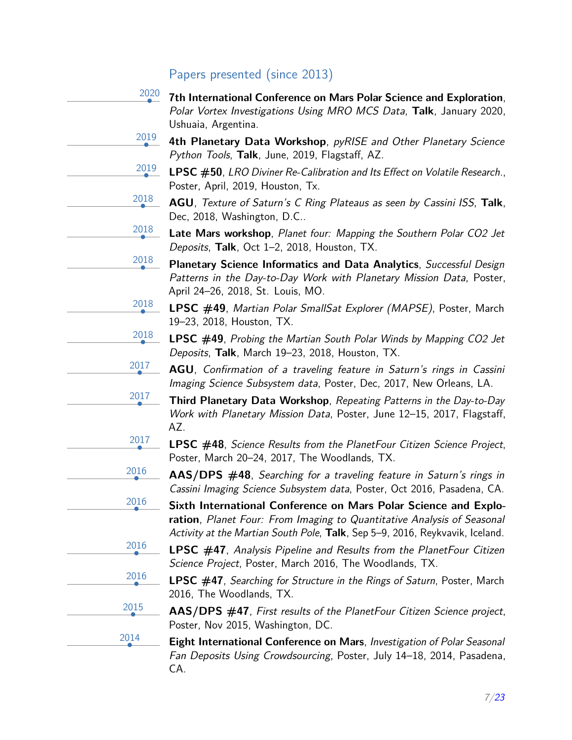## Papers presented (since 2013)

- **2020** — **7th International Conference on Mars Polar Science and Exploration**, *Polar Vortex Investigations Using MRO MCS Data*, **Talk**, January 2020, Ushuaia, Argentina.
- **2019** — **4th Planetary Data Workshop**, *pyRISE and Other Planetary Science Python Tools*, **Talk**, June, 2019, Flagstaff, AZ.
- **2019** — **LPSC #50**, *LRO Diviner Re-Calibration and Its Effect on Volatile Research.*, Poster, April, 2019, Houston, Tx.
- **2018** — **AGU**, *Texture of Saturn's C Ring Plateaus as seen by Cassini ISS*, **Talk**, Dec, 2018, Washington, D.C..
- **2018** — **Late Mars workshop**, *Planet four: Mapping the Southern Polar CO2 Jet Deposits*, **Talk**, Oct 1–2, 2018, Houston, TX.
- **2018** — **Planetary Science Informatics and Data Analytics**, *Successful Design Patterns in the Day-to-Day Work with Planetary Mission Data*, Poster, April 24–26, 2018, St. Louis, MO.
- **2018** — **LPSC #49**, *Martian Polar SmallSat Explorer (MAPSE)*, Poster, March 19–23, 2018, Houston, TX.
- **2018** — **LPSC #49**, *Probing the Martian South Polar Winds by Mapping CO2 Jet Deposits*, **Talk**, March 19–23, 2018, Houston, TX.
- **2017** — **AGU**, *Confirmation of a traveling feature in Saturn's rings in Cassini Imaging Science Subsystem data*, Poster, Dec, 2017, New Orleans, LA.
- **2017** — **Third Planetary Data Workshop**, *Repeating Patterns in the Day-to-Day Work with Planetary Mission Data*, Poster, June 12–15, 2017, Flagstaff, AZ.
- **2017** — **LPSC #48**, *Science Results from the PlanetFour Citizen Science Project*, Poster, March 20–24, 2017, The Woodlands, TX.
- **2016** — **AAS/DPS #48**, *Searching for a traveling feature in Saturn's rings in Cassini Imaging Science Subsystem data*, Poster, Oct 2016, Pasadena, CA.
- **2016** — **Sixth International Conference on Mars Polar Science and Exploration**, *Planet Four: From Imaging to Quantitative Analysis of Seasonal Activity at the Martian South Pole*, **Talk**, Sep 5–9, 2016, Reykvavik, Iceland.
- **2016** — **LPSC #47**, *Analysis Pipeline and Results from the PlanetFour Citizen Science Project*, Poster, March 2016, The Woodlands, TX.
- **2016** — **LPSC #47**, *Searching for Structure in the Rings of Saturn*, Poster, March 2016, The Woodlands, TX.
- **2015** — **AAS/DPS #47**, *First results of the PlanetFour Citizen Science project*, Poster, Nov 2015, Washington, DC.
- **2014** — **Eight International Conference on Mars**, *Investigation of Polar Seasonal Fan Deposits Using Crowdsourcing*, Poster, July 14–18, 2014, Pasadena, CA.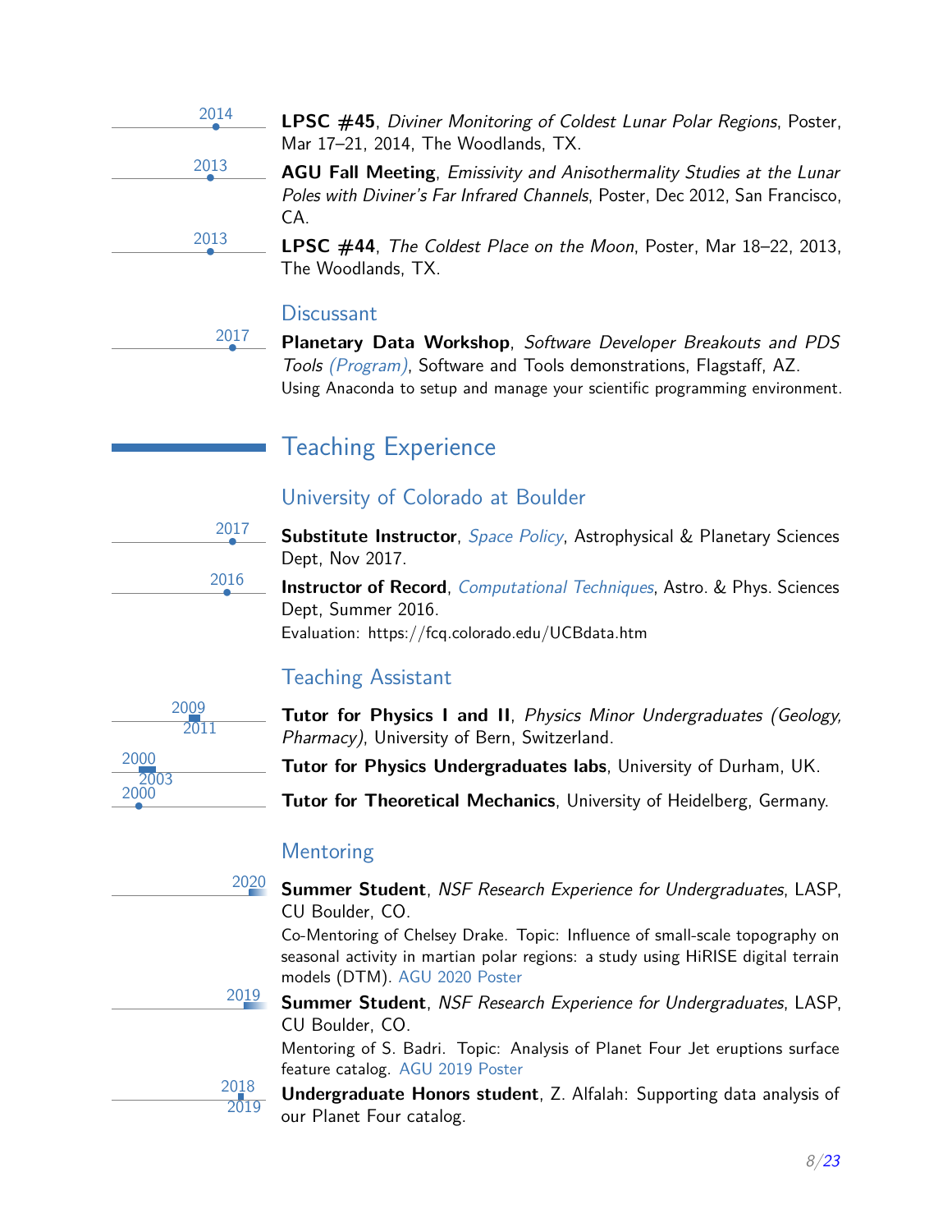2014 — **LPSC #45**, *Diviner Monitoring of Coldest Lunar Polar Regions*, Poster, Mar 17–21, 2014, The Woodlands, TX.

2013 — **AGU Fall Meeting**, *Emissivity and Anisothermality Studies at the Lunar Poles with Diviner's Far Infrared Channels*, Poster, Dec 2012, San Francisco, CA.

2013 — **LPSC #44**, *The Coldest Place on the Moon*, Poster, Mar 18–22, 2013, The Woodlands, TX.

### Discussant

2017 — **Planetary Data Workshop**, *Software Developer Breakouts and PDS Tools (Program)*, Software and Tools demonstrations, Flagstaff, AZ.
Using Anaconda to setup and manage your scientific programming environment.

## Teaching Experience

### University of Colorado at Boulder

2017 — **Substitute Instructor**, *Space Policy*, Astrophysical & Planetary Sciences Dept, Nov 2017.

2016 — **Instructor of Record**, *Computational Techniques*, Astro. & Phys. Sciences Dept, Summer 2016.
Evaluation: https://fcq.colorado.edu/UCBdata.htm

### Teaching Assistant

2009–2011 — **Tutor for Physics I and II**, *Physics Minor Undergraduates (Geology, Pharmacy)*, University of Bern, Switzerland.

2000–2003 — **Tutor for Physics Undergraduates labs**, University of Durham, UK.

2000 — **Tutor for Theoretical Mechanics**, University of Heidelberg, Germany.

### Mentoring

2020 — **Summer Student**, *NSF Research Experience for Undergraduates*, LASP, CU Boulder, CO.
Co-Mentoring of Chelsey Drake. Topic: Influence of small-scale topography on seasonal activity in martian polar regions: a study using HiRISE digital terrain models (DTM). AGU 2020 Poster

2019 — **Summer Student**, *NSF Research Experience for Undergraduates*, LASP, CU Boulder, CO.
Mentoring of S. Badri. Topic: Analysis of Planet Four Jet eruptions surface feature catalog. AGU 2019 Poster

2018–2019 — **Undergraduate Honors student**, Z. Alfalah: Supporting data analysis of our Planet Four catalog.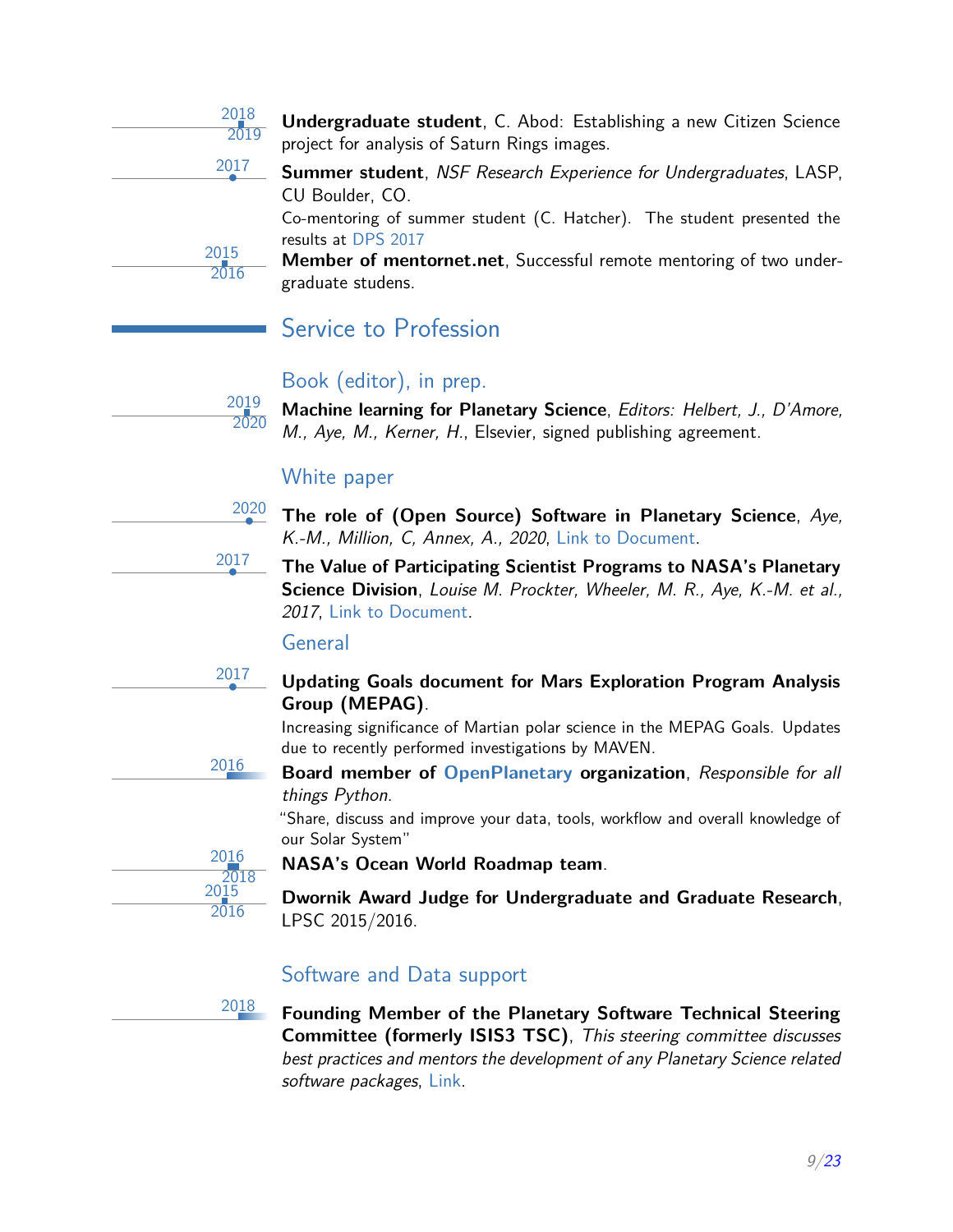2018–2019 **Undergraduate student**, C. Abod: Establishing a new Citizen Science project for analysis of Saturn Rings images.

2017 **Summer student**, *NSF Research Experience for Undergraduates*, LASP, CU Boulder, CO.
Co-mentoring of summer student (C. Hatcher). The student presented the results at DPS 2017

2015–2016 **Member of mentornet.net**, Successful remote mentoring of two undergraduate studens.

## Service to Profession

### Book (editor), in prep.

2019–2020 **Machine learning for Planetary Science**, *Editors: Helbert, J., D'Amore, M., Aye, M., Kerner, H.*, Elsevier, signed publishing agreement.

### White paper

2020 **The role of (Open Source) Software in Planetary Science**, *Aye, K.-M., Million, C, Annex, A., 2020*, Link to Document.

2017 **The Value of Participating Scientist Programs to NASA's Planetary Science Division**, *Louise M. Prockter, Wheeler, M. R., Aye, K.-M. et al., 2017*, Link to Document.

### General

2017 **Updating Goals document for Mars Exploration Program Analysis Group (MEPAG)**.
Increasing significance of Martian polar science in the MEPAG Goals. Updates due to recently performed investigations by MAVEN.

2016 **Board member of OpenPlanetary organization**, *Responsible for all things Python*.
"Share, discuss and improve your data, tools, workflow and overall knowledge of our Solar System"

2016–2018 **NASA's Ocean World Roadmap team**.

2015–2016 **Dwornik Award Judge for Undergraduate and Graduate Research**, LPSC 2015/2016.

### Software and Data support

2018 **Founding Member of the Planetary Software Technical Steering Committee (formerly ISIS3 TSC)**, *This steering committee discusses best practices and mentors the development of any Planetary Science related software packages*, Link.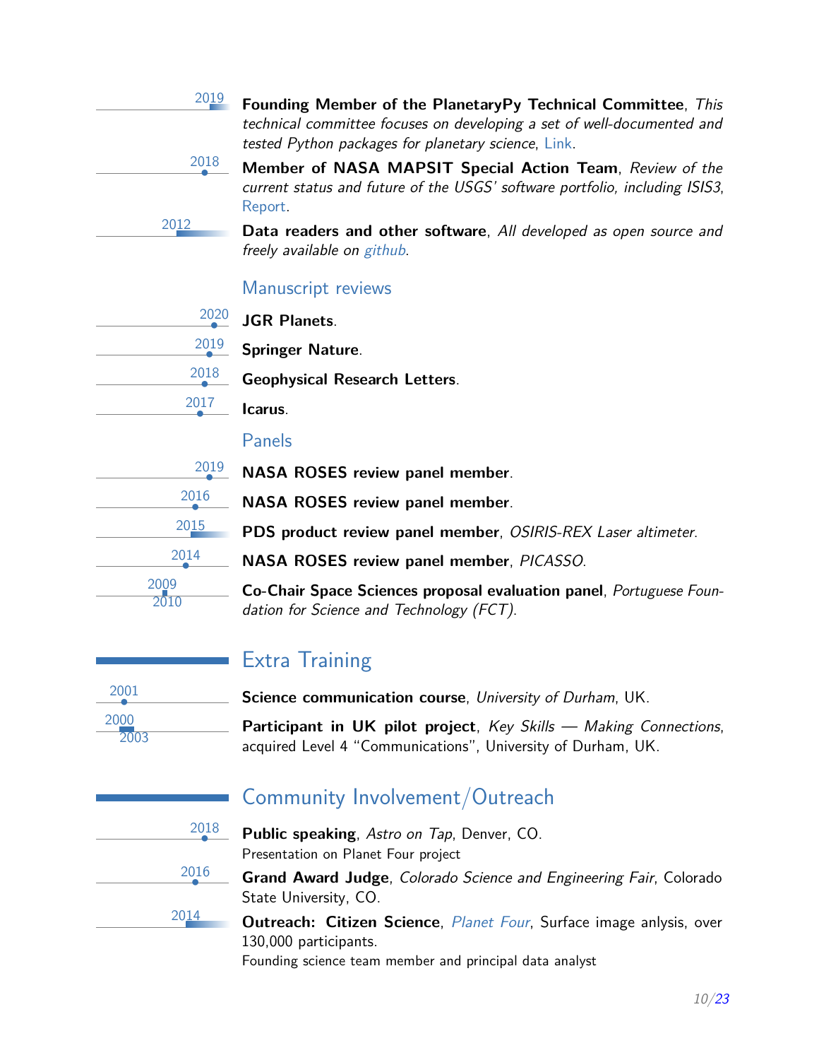2019 **Founding Member of the PlanetaryPy Technical Committee**, *This technical committee focuses on developing a set of well-documented and tested Python packages for planetary science*, Link.

2018 **Member of NASA MAPSIT Special Action Team**, *Review of the current status and future of the USGS' software portfolio, including ISIS3*, Report.

2012 **Data readers and other software**, *All developed as open source and freely available on github*.

### Manuscript reviews

2020 **JGR Planets**.

2019 **Springer Nature**.

2018 **Geophysical Research Letters**.

2017 **Icarus**.

### Panels

2019 **NASA ROSES review panel member**.

2016 **NASA ROSES review panel member**.

2015 **PDS product review panel member**, *OSIRIS-REX Laser altimeter*.

2014 **NASA ROSES review panel member**, *PICASSO*.

2009–2010 **Co-Chair Space Sciences proposal evaluation panel**, *Portuguese Foundation for Science and Technology (FCT)*.

## Extra Training

2001 **Science communication course**, *University of Durham*, UK.

2000–2003 **Participant in UK pilot project**, *Key Skills — Making Connections*, acquired Level 4 "Communications", University of Durham, UK.

## Community Involvement/Outreach

2018 **Public speaking**, *Astro on Tap*, Denver, CO.
Presentation on Planet Four project

2016 **Grand Award Judge**, *Colorado Science and Engineering Fair*, Colorado State University, CO.

2014 **Outreach: Citizen Science**, *Planet Four*, Surface image anlysis, over 130,000 participants.
Founding science team member and principal data analyst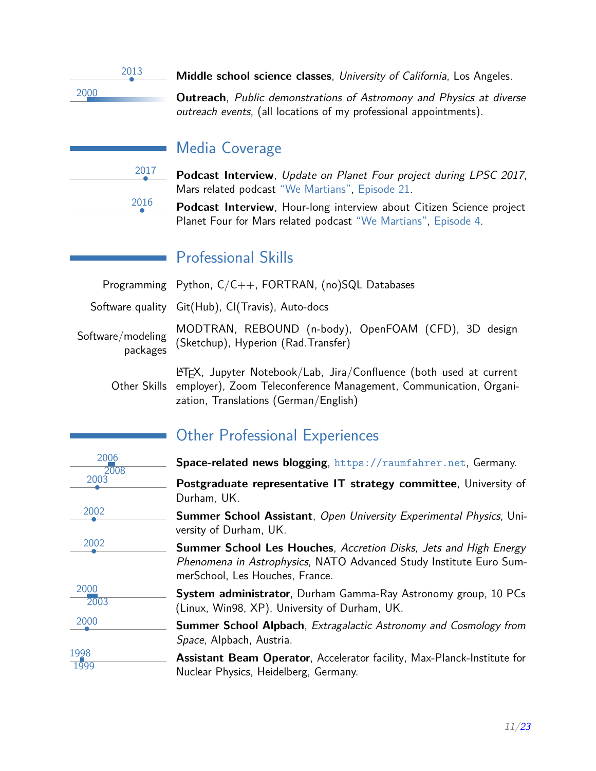2013 — **Middle school science classes**, *University of California*, Los Angeles.

2000 — **Outreach**, *Public demonstrations of Astromony and Physics at diverse outreach events*, (all locations of my professional appointments).

## Media Coverage

2017 — **Podcast Interview**, *Update on Planet Four project during LPSC 2017*, Mars related podcast "We Martians", Episode 21.

2016 — **Podcast Interview**, Hour-long interview about Citizen Science project Planet Four for Mars related podcast "We Martians", Episode 4.

## Professional Skills

| | |
|---|---|
| Programming | Python, C/C++, FORTRAN, (no)SQL Databases |
| Software quality | Git(Hub), CI(Travis), Auto-docs |
| Software/modeling packages | MODTRAN, REBOUND (n-body), OpenFOAM (CFD), 3D design (Sketchup), Hyperion (Rad.Transfer) |
| Other Skills | LaTeX, Jupyter Notebook/Lab, Jira/Confluence (both used at current employer), Zoom Teleconference Management, Communication, Organization, Translations (German/English) |

## Other Professional Experiences

2006–2008 — **Space-related news blogging**, https://raumfahrer.net, Germany.

2003 — **Postgraduate representative IT strategy committee**, University of Durham, UK.

2002 — **Summer School Assistant**, *Open University Experimental Physics*, University of Durham, UK.

2002 — **Summer School Les Houches**, *Accretion Disks, Jets and High Energy Phenomena in Astrophysics*, NATO Advanced Study Institute Euro SummerSchool, Les Houches, France.

2000–2003 — **System administrator**, Durham Gamma-Ray Astronomy group, 10 PCs (Linux, Win98, XP), University of Durham, UK.

2000 — **Summer School Alpbach**, *Extragalactic Astronomy and Cosmology from Space*, Alpbach, Austria.

1998–1999 — **Assistant Beam Operator**, Accelerator facility, Max-Planck-Institute for Nuclear Physics, Heidelberg, Germany.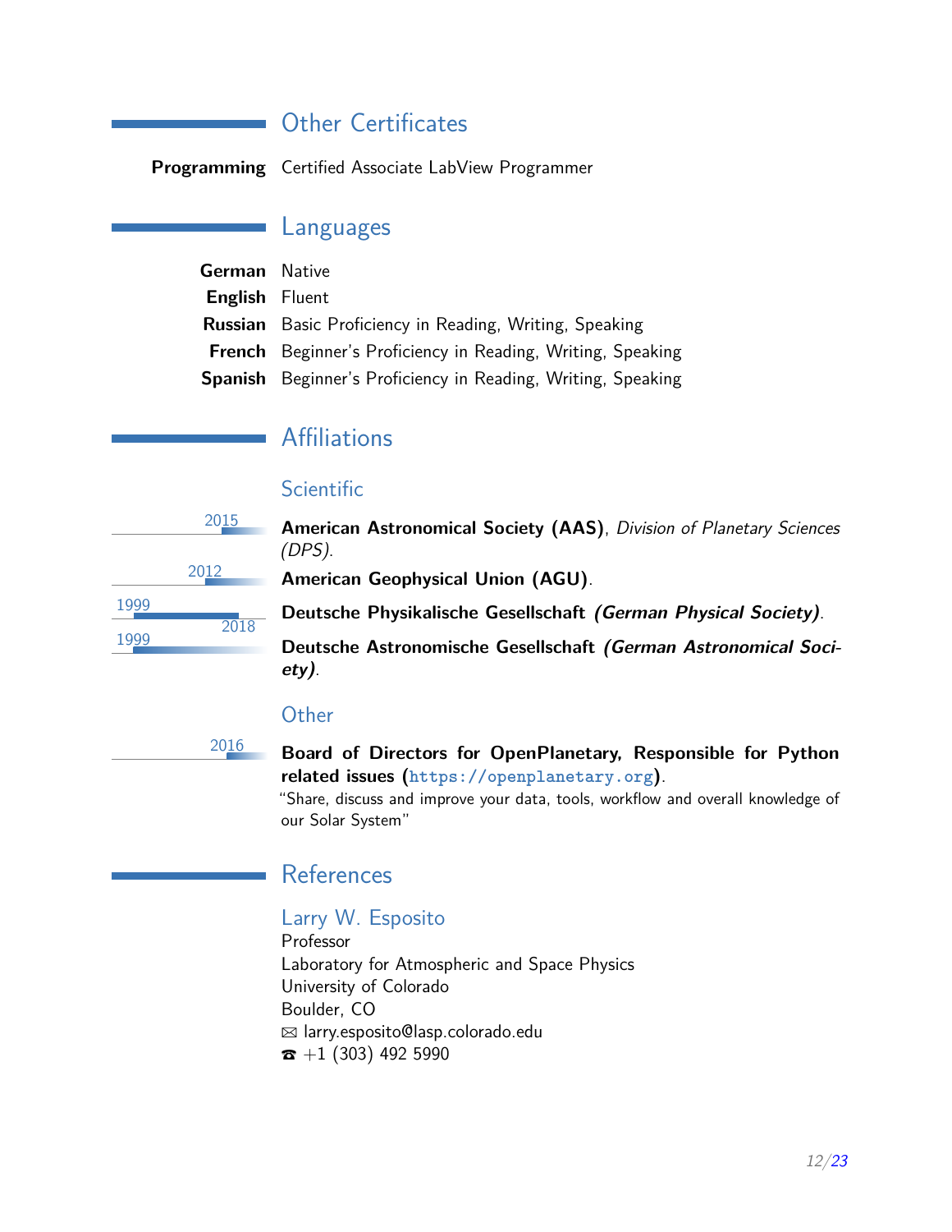## Other Certificates

**Programming** Certified Associate LabView Programmer

## Languages

**German** Native
**English** Fluent
**Russian** Basic Proficiency in Reading, Writing, Speaking
**French** Beginner's Proficiency in Reading, Writing, Speaking
**Spanish** Beginner's Proficiency in Reading, Writing, Speaking

## Affiliations

### Scientific

2015 **American Astronomical Society (AAS)**, *Division of Planetary Sciences (DPS)*.

2012 **American Geophysical Union (AGU)**.

1999–2018 **Deutsche Physikalische Gesellschaft *(German Physical Society)***.

1999 **Deutsche Astronomische Gesellschaft *(German Astronomical Society)***.

### Other

2016 **Board of Directors for OpenPlanetary, Responsible for Python related issues (https://openplanetary.org)**.
"Share, discuss and improve your data, tools, workflow and overall knowledge of our Solar System"

## References

### Larry W. Esposito

Professor
Laboratory for Atmospheric and Space Physics
University of Colorado
Boulder, CO
✉ larry.esposito@lasp.colorado.edu
☎ +1 (303) 492 5990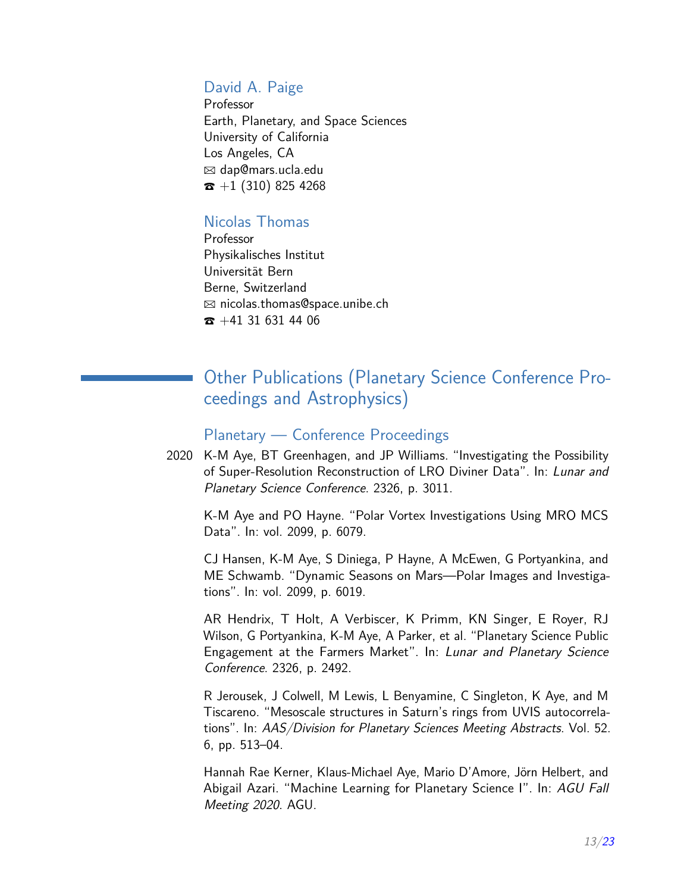### David A. Paige

Professor
Earth, Planetary, and Space Sciences
University of California
Los Angeles, CA
✉ dap@mars.ucla.edu
☎ +1 (310) 825 4268

### Nicolas Thomas

Professor
Physikalisches Institut
Universität Bern
Berne, Switzerland
✉ nicolas.thomas@space.unibe.ch
☎ +41 31 631 44 06

## Other Publications (Planetary Science Conference Proceedings and Astrophysics)

### Planetary — Conference Proceedings

2020 K-M Aye, BT Greenhagen, and JP Williams. "Investigating the Possibility of Super-Resolution Reconstruction of LRO Diviner Data". In: *Lunar and Planetary Science Conference*. 2326, p. 3011.

K-M Aye and PO Hayne. "Polar Vortex Investigations Using MRO MCS Data". In: vol. 2099, p. 6079.

CJ Hansen, K-M Aye, S Diniega, P Hayne, A McEwen, G Portyankina, and ME Schwamb. "Dynamic Seasons on Mars—Polar Images and Investigations". In: vol. 2099, p. 6019.

AR Hendrix, T Holt, A Verbiscer, K Primm, KN Singer, E Royer, RJ Wilson, G Portyankina, K-M Aye, A Parker, et al. "Planetary Science Public Engagement at the Farmers Market". In: *Lunar and Planetary Science Conference*. 2326, p. 2492.

R Jerousek, J Colwell, M Lewis, L Benyamine, C Singleton, K Aye, and M Tiscareno. "Mesoscale structures in Saturn's rings from UVIS autocorrelations". In: *AAS/Division for Planetary Sciences Meeting Abstracts*. Vol. 52. 6, pp. 513–04.

Hannah Rae Kerner, Klaus-Michael Aye, Mario D'Amore, Jörn Helbert, and Abigail Azari. "Machine Learning for Planetary Science I". In: *AGU Fall Meeting 2020*. AGU.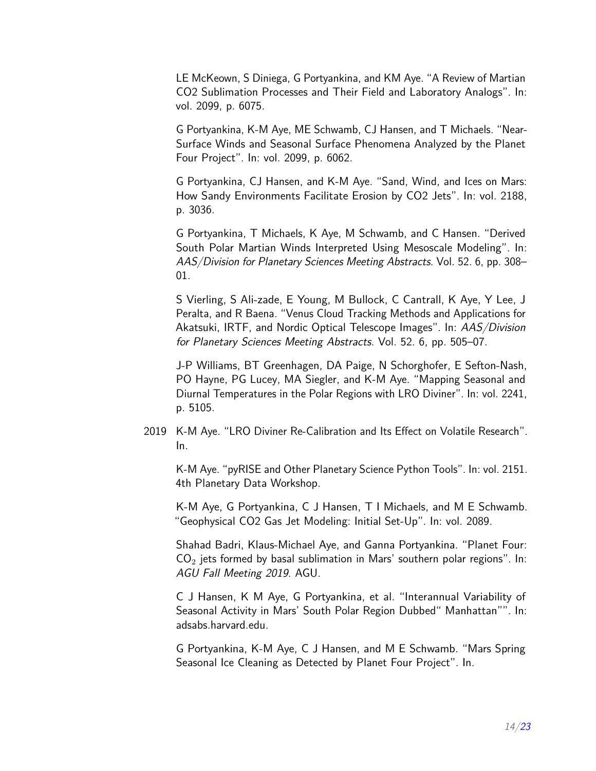LE McKeown, S Diniega, G Portyankina, and KM Aye. “A Review of Martian CO2 Sublimation Processes and Their Field and Laboratory Analogs”. In: vol. 2099, p. 6075.

G Portyankina, K-M Aye, ME Schwamb, CJ Hansen, and T Michaels. “Near-Surface Winds and Seasonal Surface Phenomena Analyzed by the Planet Four Project”. In: vol. 2099, p. 6062.

G Portyankina, CJ Hansen, and K-M Aye. “Sand, Wind, and Ices on Mars: How Sandy Environments Facilitate Erosion by CO2 Jets”. In: vol. 2188, p. 3036.

G Portyankina, T Michaels, K Aye, M Schwamb, and C Hansen. “Derived South Polar Martian Winds Interpreted Using Mesoscale Modeling”. In: *AAS/Division for Planetary Sciences Meeting Abstracts*. Vol. 52. 6, pp. 308–01.

S Vierling, S Ali-zade, E Young, M Bullock, C Cantrall, K Aye, Y Lee, J Peralta, and R Baena. “Venus Cloud Tracking Methods and Applications for Akatsuki, IRTF, and Nordic Optical Telescope Images”. In: *AAS/Division for Planetary Sciences Meeting Abstracts*. Vol. 52. 6, pp. 505–07.

J-P Williams, BT Greenhagen, DA Paige, N Schorghofer, E Sefton-Nash, PO Hayne, PG Lucey, MA Siegler, and K-M Aye. “Mapping Seasonal and Diurnal Temperatures in the Polar Regions with LRO Diviner”. In: vol. 2241, p. 5105.

2019 K-M Aye. “LRO Diviner Re-Calibration and Its Effect on Volatile Research”. In.

K-M Aye. “pyRISE and Other Planetary Science Python Tools”. In: vol. 2151. 4th Planetary Data Workshop.

K-M Aye, G Portyankina, C J Hansen, T I Michaels, and M E Schwamb. “Geophysical CO2 Gas Jet Modeling: Initial Set-Up”. In: vol. 2089.

Shahad Badri, Klaus-Michael Aye, and Ganna Portyankina. “Planet Four: $CO_2$ jets formed by basal sublimation in Mars’ southern polar regions”. In: *AGU Fall Meeting 2019*. AGU.

C J Hansen, K M Aye, G Portyankina, et al. “Interannual Variability of Seasonal Activity in Mars’ South Polar Region Dubbed“ Manhattan””. In: adsabs.harvard.edu.

G Portyankina, K-M Aye, C J Hansen, and M E Schwamb. “Mars Spring Seasonal Ice Cleaning as Detected by Planet Four Project”. In.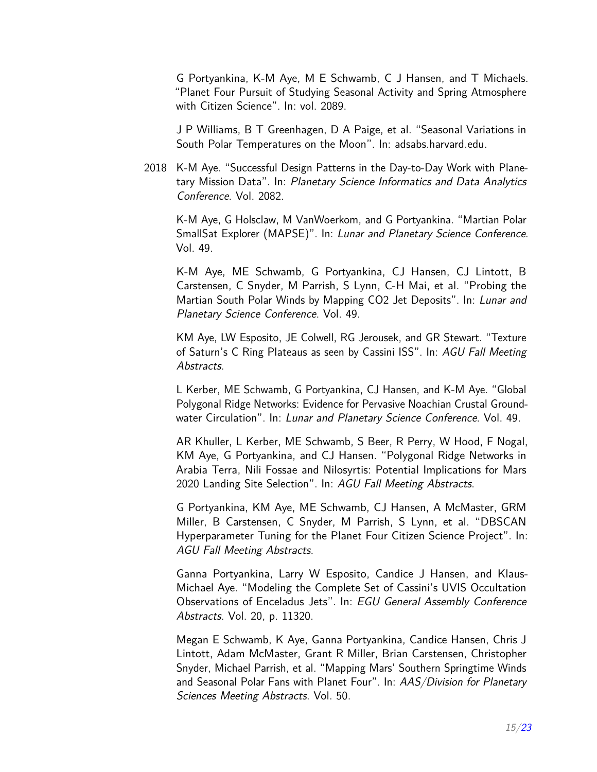G Portyankina, K-M Aye, M E Schwamb, C J Hansen, and T Michaels. “Planet Four Pursuit of Studying Seasonal Activity and Spring Atmosphere with Citizen Science”. In: vol. 2089.

J P Williams, B T Greenhagen, D A Paige, et al. “Seasonal Variations in South Polar Temperatures on the Moon”. In: adsabs.harvard.edu.

2018 K-M Aye. “Successful Design Patterns in the Day-to-Day Work with Planetary Mission Data”. In: *Planetary Science Informatics and Data Analytics Conference*. Vol. 2082.

K-M Aye, G Holsclaw, M VanWoerkom, and G Portyankina. “Martian Polar SmallSat Explorer (MAPSE)”. In: *Lunar and Planetary Science Conference*. Vol. 49.

K-M Aye, ME Schwamb, G Portyankina, CJ Hansen, CJ Lintott, B Carstensen, C Snyder, M Parrish, S Lynn, C-H Mai, et al. “Probing the Martian South Polar Winds by Mapping CO2 Jet Deposits”. In: *Lunar and Planetary Science Conference*. Vol. 49.

KM Aye, LW Esposito, JE Colwell, RG Jerousek, and GR Stewart. “Texture of Saturn’s C Ring Plateaus as seen by Cassini ISS”. In: *AGU Fall Meeting Abstracts*.

L Kerber, ME Schwamb, G Portyankina, CJ Hansen, and K-M Aye. “Global Polygonal Ridge Networks: Evidence for Pervasive Noachian Crustal Groundwater Circulation”. In: *Lunar and Planetary Science Conference*. Vol. 49.

AR Khuller, L Kerber, ME Schwamb, S Beer, R Perry, W Hood, F Nogal, KM Aye, G Portyankina, and CJ Hansen. “Polygonal Ridge Networks in Arabia Terra, Nili Fossae and Nilosyrtis: Potential Implications for Mars 2020 Landing Site Selection”. In: *AGU Fall Meeting Abstracts*.

G Portyankina, KM Aye, ME Schwamb, CJ Hansen, A McMaster, GRM Miller, B Carstensen, C Snyder, M Parrish, S Lynn, et al. “DBSCAN Hyperparameter Tuning for the Planet Four Citizen Science Project”. In: *AGU Fall Meeting Abstracts*.

Ganna Portyankina, Larry W Esposito, Candice J Hansen, and Klaus-Michael Aye. “Modeling the Complete Set of Cassini’s UVIS Occultation Observations of Enceladus Jets”. In: *EGU General Assembly Conference Abstracts*. Vol. 20, p. 11320.

Megan E Schwamb, K Aye, Ganna Portyankina, Candice Hansen, Chris J Lintott, Adam McMaster, Grant R Miller, Brian Carstensen, Christopher Snyder, Michael Parrish, et al. “Mapping Mars’ Southern Springtime Winds and Seasonal Polar Fans with Planet Four”. In: *AAS/Division for Planetary Sciences Meeting Abstracts*. Vol. 50.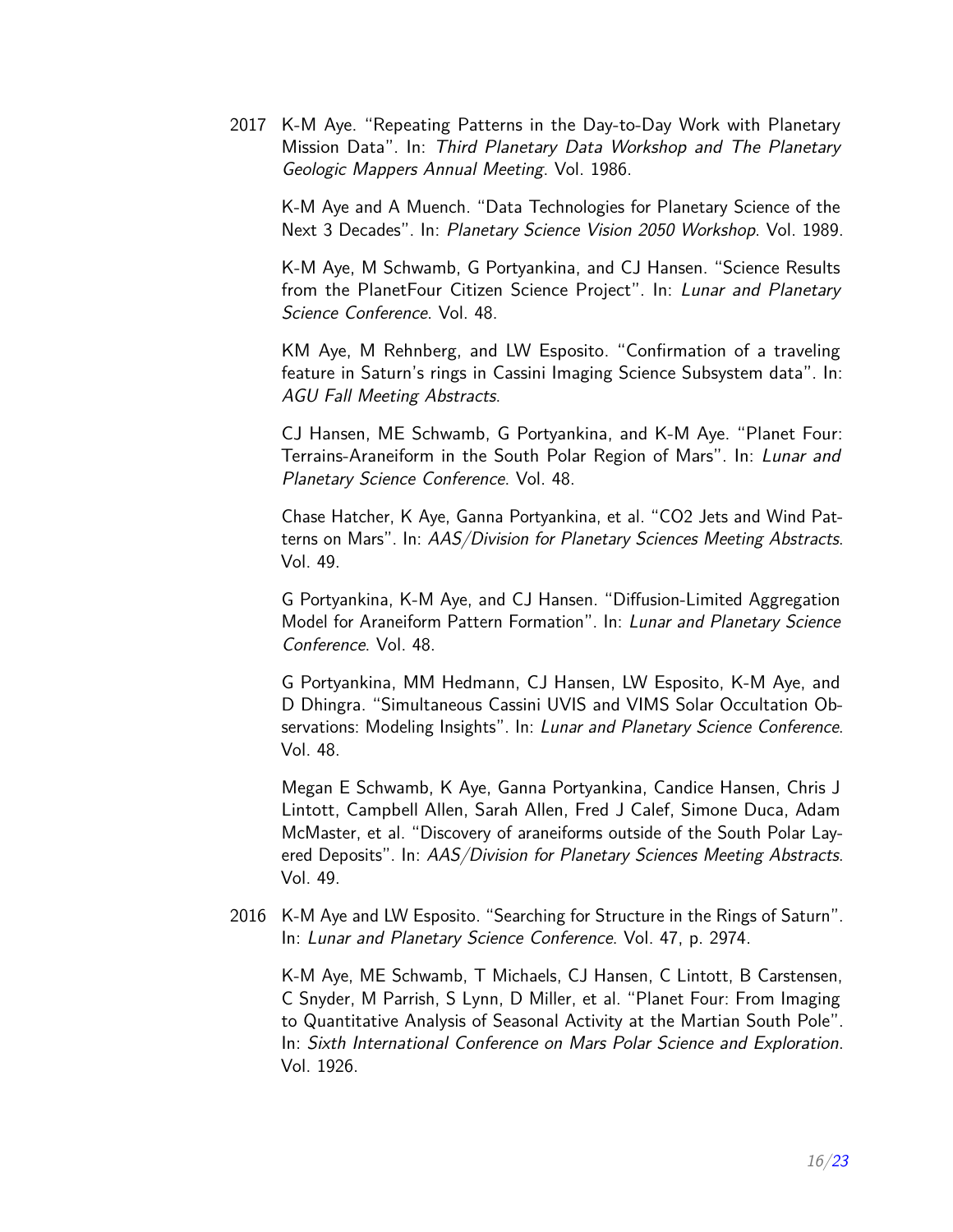2017 K-M Aye. "Repeating Patterns in the Day-to-Day Work with Planetary Mission Data". In: *Third Planetary Data Workshop and The Planetary Geologic Mappers Annual Meeting*. Vol. 1986.

K-M Aye and A Muench. "Data Technologies for Planetary Science of the Next 3 Decades". In: *Planetary Science Vision 2050 Workshop*. Vol. 1989.

K-M Aye, M Schwamb, G Portyankina, and CJ Hansen. "Science Results from the PlanetFour Citizen Science Project". In: *Lunar and Planetary Science Conference*. Vol. 48.

KM Aye, M Rehnberg, and LW Esposito. "Confirmation of a traveling feature in Saturn's rings in Cassini Imaging Science Subsystem data". In: *AGU Fall Meeting Abstracts*.

CJ Hansen, ME Schwamb, G Portyankina, and K-M Aye. "Planet Four: Terrains-Araneiform in the South Polar Region of Mars". In: *Lunar and Planetary Science Conference*. Vol. 48.

Chase Hatcher, K Aye, Ganna Portyankina, et al. "CO2 Jets and Wind Patterns on Mars". In: *AAS/Division for Planetary Sciences Meeting Abstracts*. Vol. 49.

G Portyankina, K-M Aye, and CJ Hansen. "Diffusion-Limited Aggregation Model for Araneiform Pattern Formation". In: *Lunar and Planetary Science Conference*. Vol. 48.

G Portyankina, MM Hedmann, CJ Hansen, LW Esposito, K-M Aye, and D Dhingra. "Simultaneous Cassini UVIS and VIMS Solar Occultation Observations: Modeling Insights". In: *Lunar and Planetary Science Conference*. Vol. 48.

Megan E Schwamb, K Aye, Ganna Portyankina, Candice Hansen, Chris J Lintott, Campbell Allen, Sarah Allen, Fred J Calef, Simone Duca, Adam McMaster, et al. "Discovery of araneiforms outside of the South Polar Layered Deposits". In: *AAS/Division for Planetary Sciences Meeting Abstracts*. Vol. 49.

2016 K-M Aye and LW Esposito. "Searching for Structure in the Rings of Saturn". In: *Lunar and Planetary Science Conference*. Vol. 47, p. 2974.

K-M Aye, ME Schwamb, T Michaels, CJ Hansen, C Lintott, B Carstensen, C Snyder, M Parrish, S Lynn, D Miller, et al. "Planet Four: From Imaging to Quantitative Analysis of Seasonal Activity at the Martian South Pole". In: *Sixth International Conference on Mars Polar Science and Exploration*. Vol. 1926.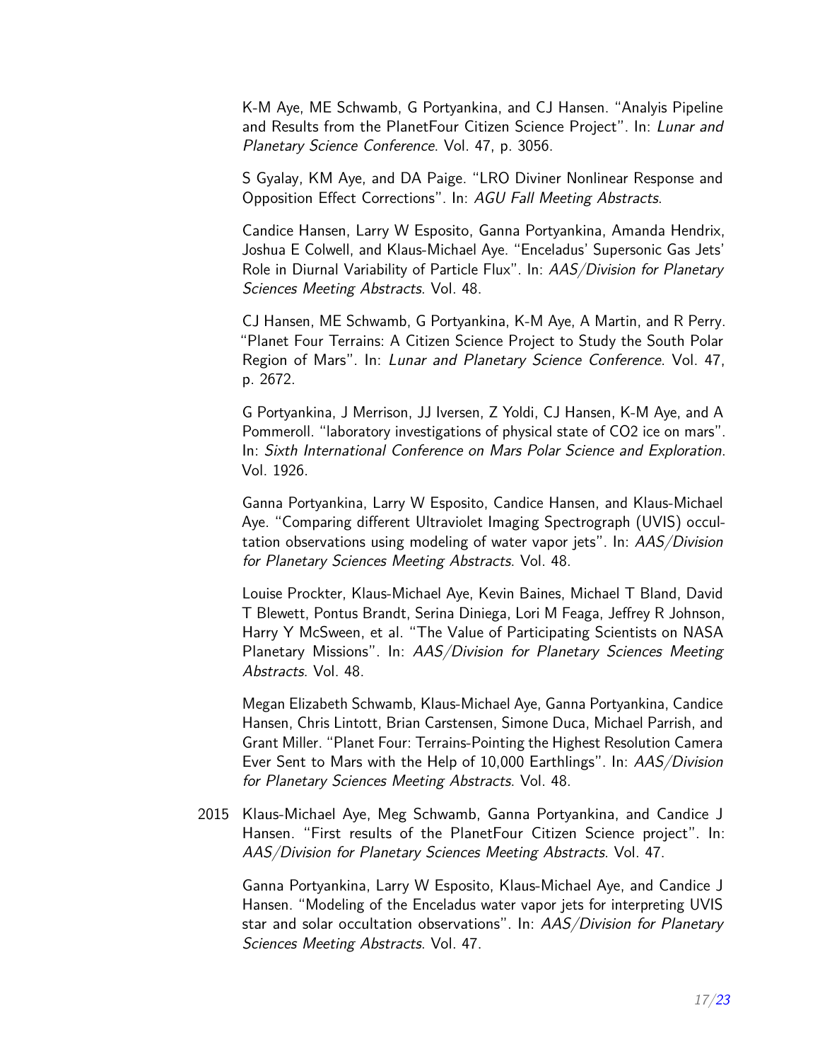K-M Aye, ME Schwamb, G Portyankina, and CJ Hansen. "Analyis Pipeline and Results from the PlanetFour Citizen Science Project". In: *Lunar and Planetary Science Conference*. Vol. 47, p. 3056.

S Gyalay, KM Aye, and DA Paige. "LRO Diviner Nonlinear Response and Opposition Effect Corrections". In: *AGU Fall Meeting Abstracts*.

Candice Hansen, Larry W Esposito, Ganna Portyankina, Amanda Hendrix, Joshua E Colwell, and Klaus-Michael Aye. "Enceladus' Supersonic Gas Jets' Role in Diurnal Variability of Particle Flux". In: *AAS/Division for Planetary Sciences Meeting Abstracts*. Vol. 48.

CJ Hansen, ME Schwamb, G Portyankina, K-M Aye, A Martin, and R Perry. "Planet Four Terrains: A Citizen Science Project to Study the South Polar Region of Mars". In: *Lunar and Planetary Science Conference*. Vol. 47, p. 2672.

G Portyankina, J Merrison, JJ Iversen, Z Yoldi, CJ Hansen, K-M Aye, and A Pommeroll. "laboratory investigations of physical state of CO2 ice on mars". In: *Sixth International Conference on Mars Polar Science and Exploration*. Vol. 1926.

Ganna Portyankina, Larry W Esposito, Candice Hansen, and Klaus-Michael Aye. "Comparing different Ultraviolet Imaging Spectrograph (UVIS) occultation observations using modeling of water vapor jets". In: *AAS/Division for Planetary Sciences Meeting Abstracts*. Vol. 48.

Louise Prockter, Klaus-Michael Aye, Kevin Baines, Michael T Bland, David T Blewett, Pontus Brandt, Serina Diniega, Lori M Feaga, Jeffrey R Johnson, Harry Y McSween, et al. "The Value of Participating Scientists on NASA Planetary Missions". In: *AAS/Division for Planetary Sciences Meeting Abstracts*. Vol. 48.

Megan Elizabeth Schwamb, Klaus-Michael Aye, Ganna Portyankina, Candice Hansen, Chris Lintott, Brian Carstensen, Simone Duca, Michael Parrish, and Grant Miller. "Planet Four: Terrains-Pointing the Highest Resolution Camera Ever Sent to Mars with the Help of 10,000 Earthlings". In: *AAS/Division for Planetary Sciences Meeting Abstracts*. Vol. 48.

2015 Klaus-Michael Aye, Meg Schwamb, Ganna Portyankina, and Candice J Hansen. "First results of the PlanetFour Citizen Science project". In: *AAS/Division for Planetary Sciences Meeting Abstracts*. Vol. 47.

Ganna Portyankina, Larry W Esposito, Klaus-Michael Aye, and Candice J Hansen. "Modeling of the Enceladus water vapor jets for interpreting UVIS star and solar occultation observations". In: *AAS/Division for Planetary Sciences Meeting Abstracts*. Vol. 47.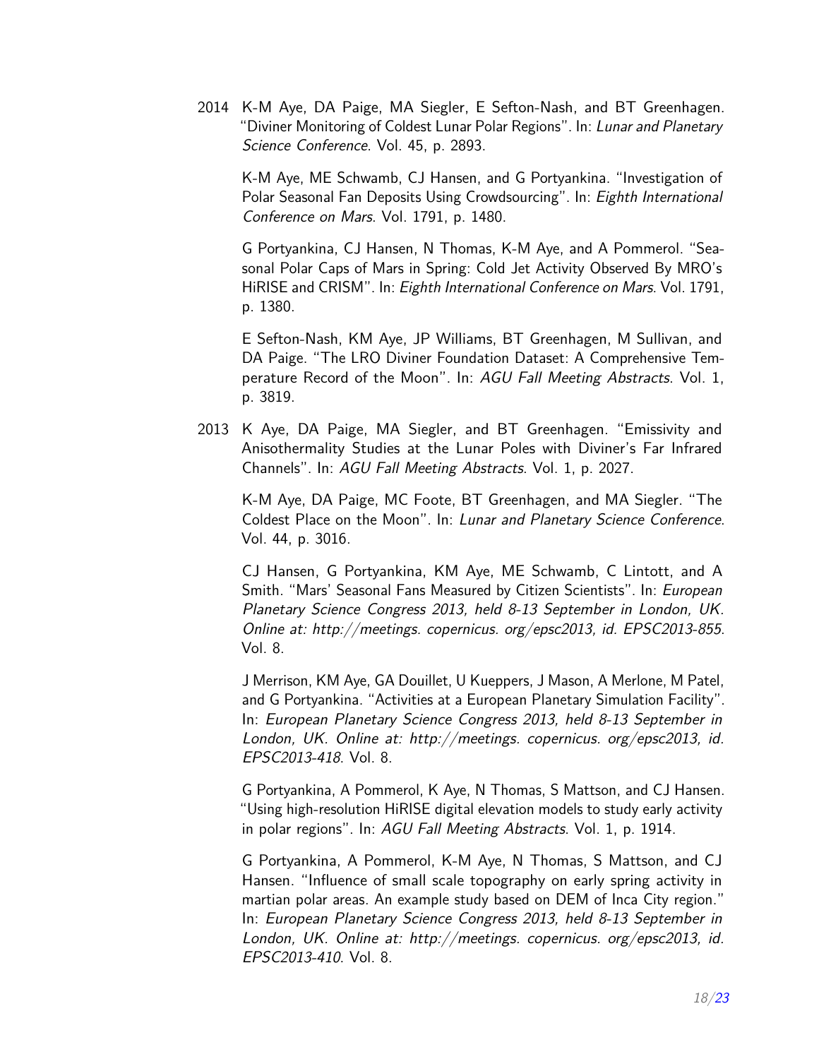2014 K-M Aye, DA Paige, MA Siegler, E Sefton-Nash, and BT Greenhagen. "Diviner Monitoring of Coldest Lunar Polar Regions". In: *Lunar and Planetary Science Conference*. Vol. 45, p. 2893.

K-M Aye, ME Schwamb, CJ Hansen, and G Portyankina. "Investigation of Polar Seasonal Fan Deposits Using Crowdsourcing". In: *Eighth International Conference on Mars*. Vol. 1791, p. 1480.

G Portyankina, CJ Hansen, N Thomas, K-M Aye, and A Pommerol. "Seasonal Polar Caps of Mars in Spring: Cold Jet Activity Observed By MRO's HiRISE and CRISM". In: *Eighth International Conference on Mars*. Vol. 1791, p. 1380.

E Sefton-Nash, KM Aye, JP Williams, BT Greenhagen, M Sullivan, and DA Paige. "The LRO Diviner Foundation Dataset: A Comprehensive Temperature Record of the Moon". In: *AGU Fall Meeting Abstracts*. Vol. 1, p. 3819.

2013 K Aye, DA Paige, MA Siegler, and BT Greenhagen. "Emissivity and Anisothermality Studies at the Lunar Poles with Diviner's Far Infrared Channels". In: *AGU Fall Meeting Abstracts*. Vol. 1, p. 2027.

K-M Aye, DA Paige, MC Foote, BT Greenhagen, and MA Siegler. "The Coldest Place on the Moon". In: *Lunar and Planetary Science Conference*. Vol. 44, p. 3016.

CJ Hansen, G Portyankina, KM Aye, ME Schwamb, C Lintott, and A Smith. "Mars' Seasonal Fans Measured by Citizen Scientists". In: *European Planetary Science Congress 2013, held 8-13 September in London, UK. Online at: http://meetings. copernicus. org/epsc2013, id. EPSC2013-855*. Vol. 8.

J Merrison, KM Aye, GA Douillet, U Kueppers, J Mason, A Merlone, M Patel, and G Portyankina. "Activities at a European Planetary Simulation Facility". In: *European Planetary Science Congress 2013, held 8-13 September in London, UK. Online at: http://meetings. copernicus. org/epsc2013, id. EPSC2013-418*. Vol. 8.

G Portyankina, A Pommerol, K Aye, N Thomas, S Mattson, and CJ Hansen. "Using high-resolution HiRISE digital elevation models to study early activity in polar regions". In: *AGU Fall Meeting Abstracts*. Vol. 1, p. 1914.

G Portyankina, A Pommerol, K-M Aye, N Thomas, S Mattson, and CJ Hansen. "Influence of small scale topography on early spring activity in martian polar areas. An example study based on DEM of Inca City region." In: *European Planetary Science Congress 2013, held 8-13 September in London, UK. Online at: http://meetings. copernicus. org/epsc2013, id. EPSC2013-410*. Vol. 8.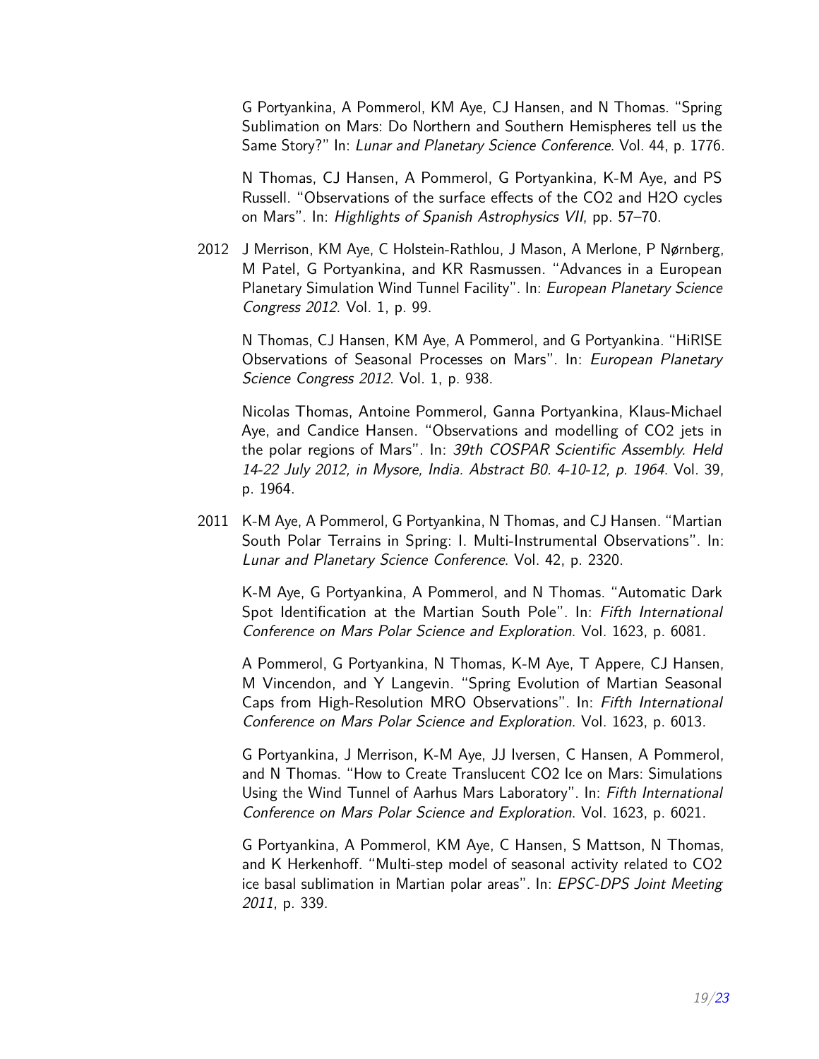G Portyankina, A Pommerol, KM Aye, CJ Hansen, and N Thomas. "Spring Sublimation on Mars: Do Northern and Southern Hemispheres tell us the Same Story?" In: *Lunar and Planetary Science Conference*. Vol. 44, p. 1776.

N Thomas, CJ Hansen, A Pommerol, G Portyankina, K-M Aye, and PS Russell. "Observations of the surface effects of the CO2 and H2O cycles on Mars". In: *Highlights of Spanish Astrophysics VII*, pp. 57–70.

2012 J Merrison, KM Aye, C Holstein-Rathlou, J Mason, A Merlone, P Nørnberg, M Patel, G Portyankina, and KR Rasmussen. "Advances in a European Planetary Simulation Wind Tunnel Facility". In: *European Planetary Science Congress 2012*. Vol. 1, p. 99.

N Thomas, CJ Hansen, KM Aye, A Pommerol, and G Portyankina. "HiRISE Observations of Seasonal Processes on Mars". In: *European Planetary Science Congress 2012*. Vol. 1, p. 938.

Nicolas Thomas, Antoine Pommerol, Ganna Portyankina, Klaus-Michael Aye, and Candice Hansen. "Observations and modelling of CO2 jets in the polar regions of Mars". In: *39th COSPAR Scientific Assembly. Held 14-22 July 2012, in Mysore, India. Abstract B0. 4-10-12, p. 1964*. Vol. 39, p. 1964.

2011 K-M Aye, A Pommerol, G Portyankina, N Thomas, and CJ Hansen. "Martian South Polar Terrains in Spring: I. Multi-Instrumental Observations". In: *Lunar and Planetary Science Conference*. Vol. 42, p. 2320.

K-M Aye, G Portyankina, A Pommerol, and N Thomas. "Automatic Dark Spot Identification at the Martian South Pole". In: *Fifth International Conference on Mars Polar Science and Exploration*. Vol. 1623, p. 6081.

A Pommerol, G Portyankina, N Thomas, K-M Aye, T Appere, CJ Hansen, M Vincendon, and Y Langevin. "Spring Evolution of Martian Seasonal Caps from High-Resolution MRO Observations". In: *Fifth International Conference on Mars Polar Science and Exploration*. Vol. 1623, p. 6013.

G Portyankina, J Merrison, K-M Aye, JJ Iversen, C Hansen, A Pommerol, and N Thomas. "How to Create Translucent CO2 Ice on Mars: Simulations Using the Wind Tunnel of Aarhus Mars Laboratory". In: *Fifth International Conference on Mars Polar Science and Exploration*. Vol. 1623, p. 6021.

G Portyankina, A Pommerol, KM Aye, C Hansen, S Mattson, N Thomas, and K Herkenhoff. "Multi-step model of seasonal activity related to CO2 ice basal sublimation in Martian polar areas". In: *EPSC-DPS Joint Meeting 2011*, p. 339.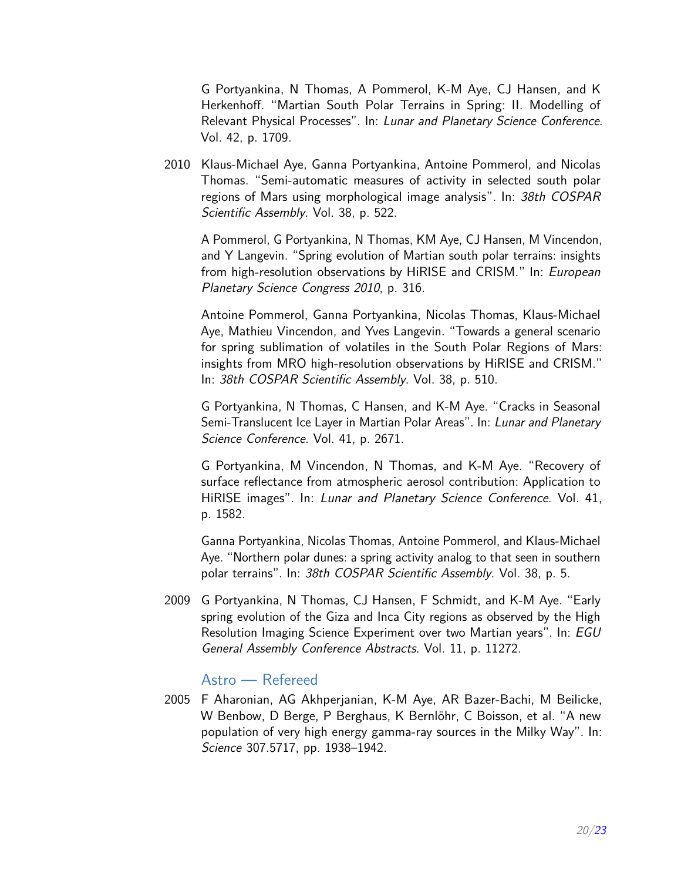G Portyankina, N Thomas, A Pommerol, K-M Aye, CJ Hansen, and K Herkenhoff. "Martian South Polar Terrains in Spring: II. Modelling of Relevant Physical Processes". In: *Lunar and Planetary Science Conference*. Vol. 42, p. 1709.

2010 Klaus-Michael Aye, Ganna Portyankina, Antoine Pommerol, and Nicolas Thomas. "Semi-automatic measures of activity in selected south polar regions of Mars using morphological image analysis". In: *38th COSPAR Scientific Assembly*. Vol. 38, p. 522.

A Pommerol, G Portyankina, N Thomas, KM Aye, CJ Hansen, M Vincendon, and Y Langevin. "Spring evolution of Martian south polar terrains: insights from high-resolution observations by HiRISE and CRISM." In: *European Planetary Science Congress 2010*, p. 316.

Antoine Pommerol, Ganna Portyankina, Nicolas Thomas, Klaus-Michael Aye, Mathieu Vincendon, and Yves Langevin. "Towards a general scenario for spring sublimation of volatiles in the South Polar Regions of Mars: insights from MRO high-resolution observations by HiRISE and CRISM." In: *38th COSPAR Scientific Assembly*. Vol. 38, p. 510.

G Portyankina, N Thomas, C Hansen, and K-M Aye. "Cracks in Seasonal Semi-Translucent Ice Layer in Martian Polar Areas". In: *Lunar and Planetary Science Conference*. Vol. 41, p. 2671.

G Portyankina, M Vincendon, N Thomas, and K-M Aye. "Recovery of surface reflectance from atmospheric aerosol contribution: Application to HiRISE images". In: *Lunar and Planetary Science Conference*. Vol. 41, p. 1582.

Ganna Portyankina, Nicolas Thomas, Antoine Pommerol, and Klaus-Michael Aye. "Northern polar dunes: a spring activity analog to that seen in southern polar terrains". In: *38th COSPAR Scientific Assembly*. Vol. 38, p. 5.

2009 G Portyankina, N Thomas, CJ Hansen, F Schmidt, and K-M Aye. "Early spring evolution of the Giza and Inca City regions as observed by the High Resolution Imaging Science Experiment over two Martian years". In: *EGU General Assembly Conference Abstracts*. Vol. 11, p. 11272.

## Astro — Refereed

2005 F Aharonian, AG Akhperjanian, K-M Aye, AR Bazer-Bachi, M Beilicke, W Benbow, D Berge, P Berghaus, K Bernlöhr, C Boisson, et al. "A new population of very high energy gamma-ray sources in the Milky Way". In: *Science* 307.5717, pp. 1938–1942.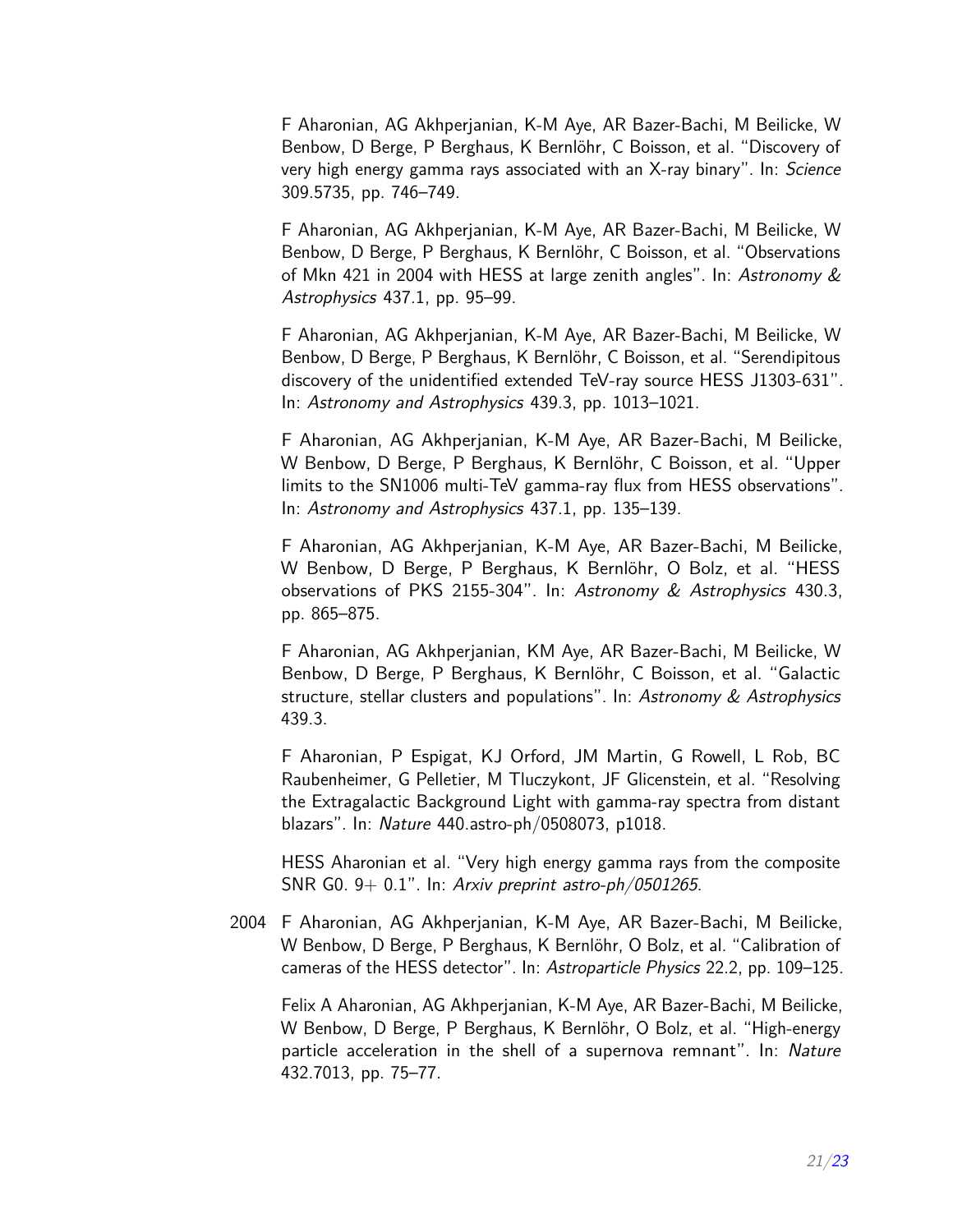F Aharonian, AG Akhperjanian, K-M Aye, AR Bazer-Bachi, M Beilicke, W Benbow, D Berge, P Berghaus, K Bernlöhr, C Boisson, et al. "Discovery of very high energy gamma rays associated with an X-ray binary". In: *Science* 309.5735, pp. 746–749.

F Aharonian, AG Akhperjanian, K-M Aye, AR Bazer-Bachi, M Beilicke, W Benbow, D Berge, P Berghaus, K Bernlöhr, C Boisson, et al. "Observations of Mkn 421 in 2004 with HESS at large zenith angles". In: *Astronomy & Astrophysics* 437.1, pp. 95–99.

F Aharonian, AG Akhperjanian, K-M Aye, AR Bazer-Bachi, M Beilicke, W Benbow, D Berge, P Berghaus, K Bernlöhr, C Boisson, et al. "Serendipitous discovery of the unidentified extended TeV-ray source HESS J1303-631". In: *Astronomy and Astrophysics* 439.3, pp. 1013–1021.

F Aharonian, AG Akhperjanian, K-M Aye, AR Bazer-Bachi, M Beilicke, W Benbow, D Berge, P Berghaus, K Bernlöhr, C Boisson, et al. "Upper limits to the SN1006 multi-TeV gamma-ray flux from HESS observations". In: *Astronomy and Astrophysics* 437.1, pp. 135–139.

F Aharonian, AG Akhperjanian, K-M Aye, AR Bazer-Bachi, M Beilicke, W Benbow, D Berge, P Berghaus, K Bernlöhr, O Bolz, et al. "HESS observations of PKS 2155-304". In: *Astronomy & Astrophysics* 430.3, pp. 865–875.

F Aharonian, AG Akhperjanian, KM Aye, AR Bazer-Bachi, M Beilicke, W Benbow, D Berge, P Berghaus, K Bernlöhr, C Boisson, et al. "Galactic structure, stellar clusters and populations". In: *Astronomy & Astrophysics* 439.3.

F Aharonian, P Espigat, KJ Orford, JM Martin, G Rowell, L Rob, BC Raubenheimer, G Pelletier, M Tluczykont, JF Glicenstein, et al. "Resolving the Extragalactic Background Light with gamma-ray spectra from distant blazars". In: *Nature* 440.astro-ph/0508073, p1018.

HESS Aharonian et al. "Very high energy gamma rays from the composite SNR G0. 9+ 0.1". In: *Arxiv preprint astro-ph/0501265*.

2004 F Aharonian, AG Akhperjanian, K-M Aye, AR Bazer-Bachi, M Beilicke, W Benbow, D Berge, P Berghaus, K Bernlöhr, O Bolz, et al. "Calibration of cameras of the HESS detector". In: *Astroparticle Physics* 22.2, pp. 109–125.

Felix A Aharonian, AG Akhperjanian, K-M Aye, AR Bazer-Bachi, M Beilicke, W Benbow, D Berge, P Berghaus, K Bernlöhr, O Bolz, et al. "High-energy particle acceleration in the shell of a supernova remnant". In: *Nature* 432.7013, pp. 75–77.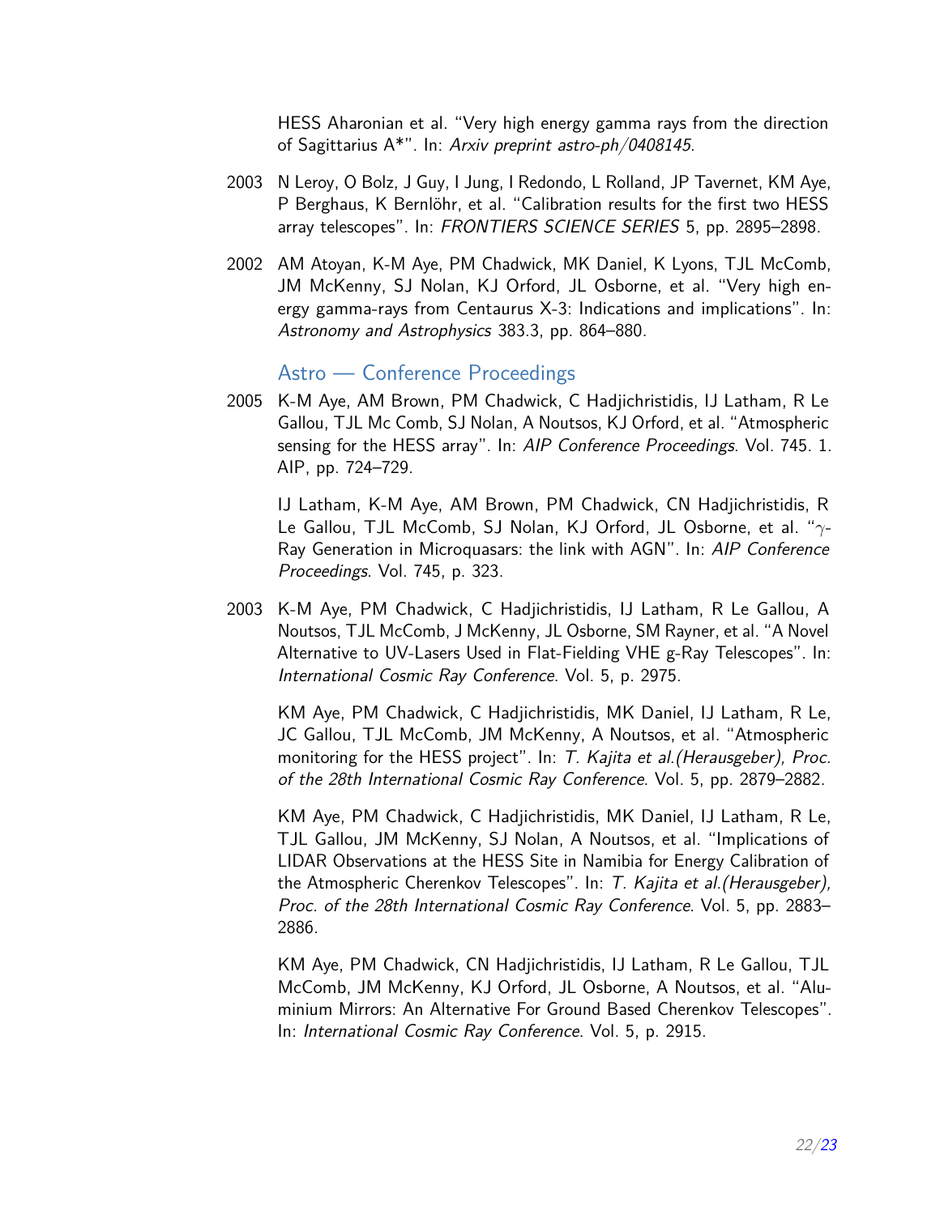HESS Aharonian et al. "Very high energy gamma rays from the direction of Sagittarius A*". In: *Arxiv preprint astro-ph/0408145*.

2003 N Leroy, O Bolz, J Guy, I Jung, I Redondo, L Rolland, JP Tavernet, KM Aye, P Berghaus, K Bernlöhr, et al. "Calibration results for the first two HESS array telescopes". In: *FRONTIERS SCIENCE SERIES* 5, pp. 2895–2898.

2002 AM Atoyan, K-M Aye, PM Chadwick, MK Daniel, K Lyons, TJL McComb, JM McKenny, SJ Nolan, KJ Orford, JL Osborne, et al. "Very high energy gamma-rays from Centaurus X-3: Indications and implications". In: *Astronomy and Astrophysics* 383.3, pp. 864–880.

### Astro — Conference Proceedings

2005 K-M Aye, AM Brown, PM Chadwick, C Hadjichristidis, IJ Latham, R Le Gallou, TJL Mc Comb, SJ Nolan, A Noutsos, KJ Orford, et al. "Atmospheric sensing for the HESS array". In: *AIP Conference Proceedings*. Vol. 745. 1. AIP, pp. 724–729.

IJ Latham, K-M Aye, AM Brown, PM Chadwick, CN Hadjichristidis, R Le Gallou, TJL McComb, SJ Nolan, KJ Orford, JL Osborne, et al. "$\gamma$-Ray Generation in Microquasars: the link with AGN". In: *AIP Conference Proceedings*. Vol. 745, p. 323.

2003 K-M Aye, PM Chadwick, C Hadjichristidis, IJ Latham, R Le Gallou, A Noutsos, TJL McComb, J McKenny, JL Osborne, SM Rayner, et al. "A Novel Alternative to UV-Lasers Used in Flat-Fielding VHE g-Ray Telescopes". In: *International Cosmic Ray Conference*. Vol. 5, p. 2975.

KM Aye, PM Chadwick, C Hadjichristidis, MK Daniel, IJ Latham, R Le, JC Gallou, TJL McComb, JM McKenny, A Noutsos, et al. "Atmospheric monitoring for the HESS project". In: *T. Kajita et al.(Herausgeber), Proc. of the 28th International Cosmic Ray Conference*. Vol. 5, pp. 2879–2882.

KM Aye, PM Chadwick, C Hadjichristidis, MK Daniel, IJ Latham, R Le, TJL Gallou, JM McKenny, SJ Nolan, A Noutsos, et al. "Implications of LIDAR Observations at the HESS Site in Namibia for Energy Calibration of the Atmospheric Cherenkov Telescopes". In: *T. Kajita et al.(Herausgeber), Proc. of the 28th International Cosmic Ray Conference*. Vol. 5, pp. 2883–2886.

KM Aye, PM Chadwick, CN Hadjichristidis, IJ Latham, R Le Gallou, TJL McComb, JM McKenny, KJ Orford, JL Osborne, A Noutsos, et al. "Aluminium Mirrors: An Alternative For Ground Based Cherenkov Telescopes". In: *International Cosmic Ray Conference*. Vol. 5, p. 2915.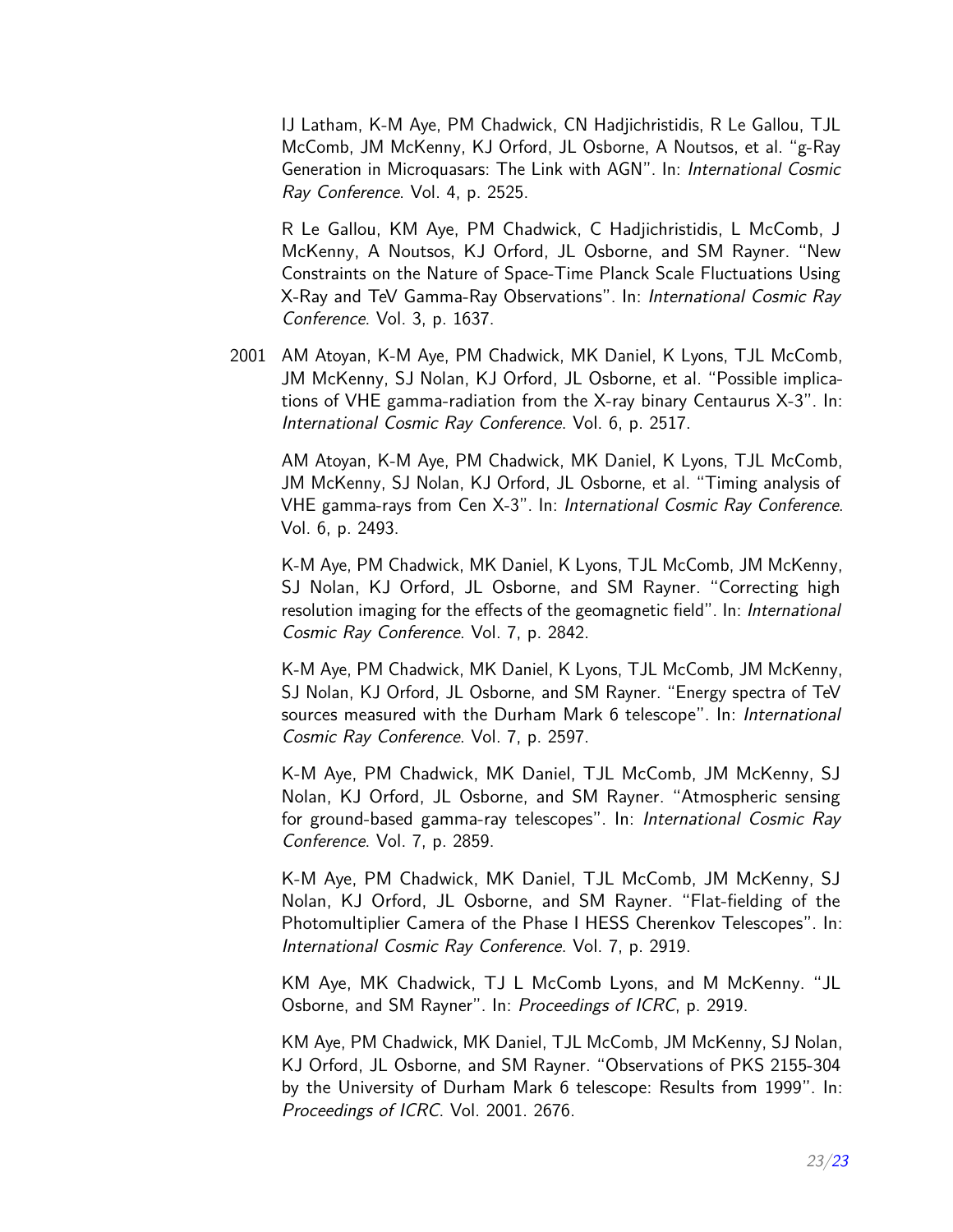IJ Latham, K-M Aye, PM Chadwick, CN Hadjichristidis, R Le Gallou, TJL McComb, JM McKenny, KJ Orford, JL Osborne, A Noutsos, et al. "g-Ray Generation in Microquasars: The Link with AGN". In: *International Cosmic Ray Conference*. Vol. 4, p. 2525.

R Le Gallou, KM Aye, PM Chadwick, C Hadjichristidis, L McComb, J McKenny, A Noutsos, KJ Orford, JL Osborne, and SM Rayner. "New Constraints on the Nature of Space-Time Planck Scale Fluctuations Using X-Ray and TeV Gamma-Ray Observations". In: *International Cosmic Ray Conference*. Vol. 3, p. 1637.

2001 AM Atoyan, K-M Aye, PM Chadwick, MK Daniel, K Lyons, TJL McComb, JM McKenny, SJ Nolan, KJ Orford, JL Osborne, et al. "Possible implications of VHE gamma-radiation from the X-ray binary Centaurus X-3". In: *International Cosmic Ray Conference*. Vol. 6, p. 2517.

AM Atoyan, K-M Aye, PM Chadwick, MK Daniel, K Lyons, TJL McComb, JM McKenny, SJ Nolan, KJ Orford, JL Osborne, et al. "Timing analysis of VHE gamma-rays from Cen X-3". In: *International Cosmic Ray Conference*. Vol. 6, p. 2493.

K-M Aye, PM Chadwick, MK Daniel, K Lyons, TJL McComb, JM McKenny, SJ Nolan, KJ Orford, JL Osborne, and SM Rayner. "Correcting high resolution imaging for the effects of the geomagnetic field". In: *International Cosmic Ray Conference*. Vol. 7, p. 2842.

K-M Aye, PM Chadwick, MK Daniel, K Lyons, TJL McComb, JM McKenny, SJ Nolan, KJ Orford, JL Osborne, and SM Rayner. "Energy spectra of TeV sources measured with the Durham Mark 6 telescope". In: *International Cosmic Ray Conference*. Vol. 7, p. 2597.

K-M Aye, PM Chadwick, MK Daniel, TJL McComb, JM McKenny, SJ Nolan, KJ Orford, JL Osborne, and SM Rayner. "Atmospheric sensing for ground-based gamma-ray telescopes". In: *International Cosmic Ray Conference*. Vol. 7, p. 2859.

K-M Aye, PM Chadwick, MK Daniel, TJL McComb, JM McKenny, SJ Nolan, KJ Orford, JL Osborne, and SM Rayner. "Flat-fielding of the Photomultiplier Camera of the Phase I HESS Cherenkov Telescopes". In: *International Cosmic Ray Conference*. Vol. 7, p. 2919.

KM Aye, MK Chadwick, TJ L McComb Lyons, and M McKenny. "JL Osborne, and SM Rayner". In: *Proceedings of ICRC*, p. 2919.

KM Aye, PM Chadwick, MK Daniel, TJL McComb, JM McKenny, SJ Nolan, KJ Orford, JL Osborne, and SM Rayner. "Observations of PKS 2155-304 by the University of Durham Mark 6 telescope: Results from 1999". In: *Proceedings of ICRC*. Vol. 2001. 2676.